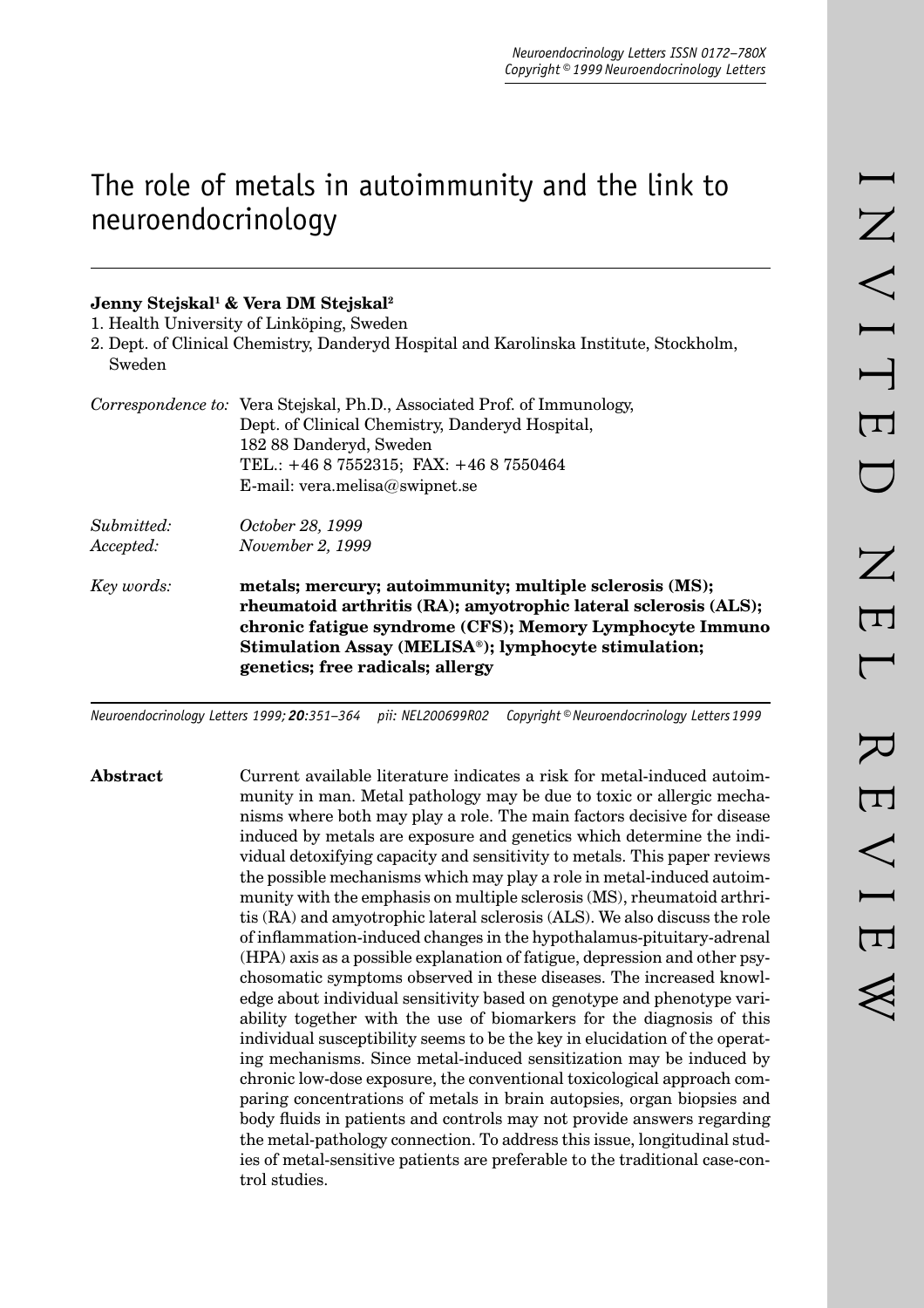# The role of metals in autoimmunity and the link to neuroendocrinology

**Jenny Stejskal[1] & Vera DM Stejskal[2]**

1. Health University of Linköping, Sweden
2. Dept. of Clinical Chemistry, Danderyd Hospital and Karolinska Institute, Stockholm, Sweden

*Correspondence to:* Vera Stejskal, Ph.D., Associated Prof. of Immunology, Dept. of Clinical Chemistry, Danderyd Hospital, 182 88 Danderyd, Sweden
TEL.: +46 8 7552315; FAX: +46 8 7550464
E-mail: vera.melisa@swipnet.se

*Submitted:* *October 28, 1999*
*Accepted:* *November 2, 1999*

*Key words:* **metals; mercury; autoimmunity; multiple sclerosis (MS); rheumatoid arthritis (RA); amyotrophic lateral sclerosis (ALS); chronic fatigue syndrome (CFS); Memory Lymphocyte Immuno Stimulation Assay (MELISA®); lymphocyte stimulation; genetics; free radicals; allergy**

**Abstract** Current available literature indicates a risk for metal-induced autoimmunity in man. Metal pathology may be due to toxic or allergic mechanisms where both may play a role. The main factors decisive for disease induced by metals are exposure and genetics which determine the individual detoxifying capacity and sensitivity to metals. This paper reviews the possible mechanisms which may play a role in metal-induced autoimmunity with the emphasis on multiple sclerosis (MS), rheumatoid arthritis (RA) and amyotrophic lateral sclerosis (ALS). We also discuss the role of inflammation-induced changes in the hypothalamus-pituitary-adrenal (HPA) axis as a possible explanation of fatigue, depression and other psychosomatic symptoms observed in these diseases. The increased knowledge about individual sensitivity based on genotype and phenotype variability together with the use of biomarkers for the diagnosis of this individual susceptibility seems to be the key in elucidation of the operating mechanisms. Since metal-induced sensitization may be induced by chronic low-dose exposure, the conventional toxicological approach comparing concentrations of metals in brain autopsies, organ biopsies and body fluids in patients and controls may not provide answers regarding the metal-pathology connection. To address this issue, longitudinal studies of metal-sensitive patients are preferable to the traditional case-control studies.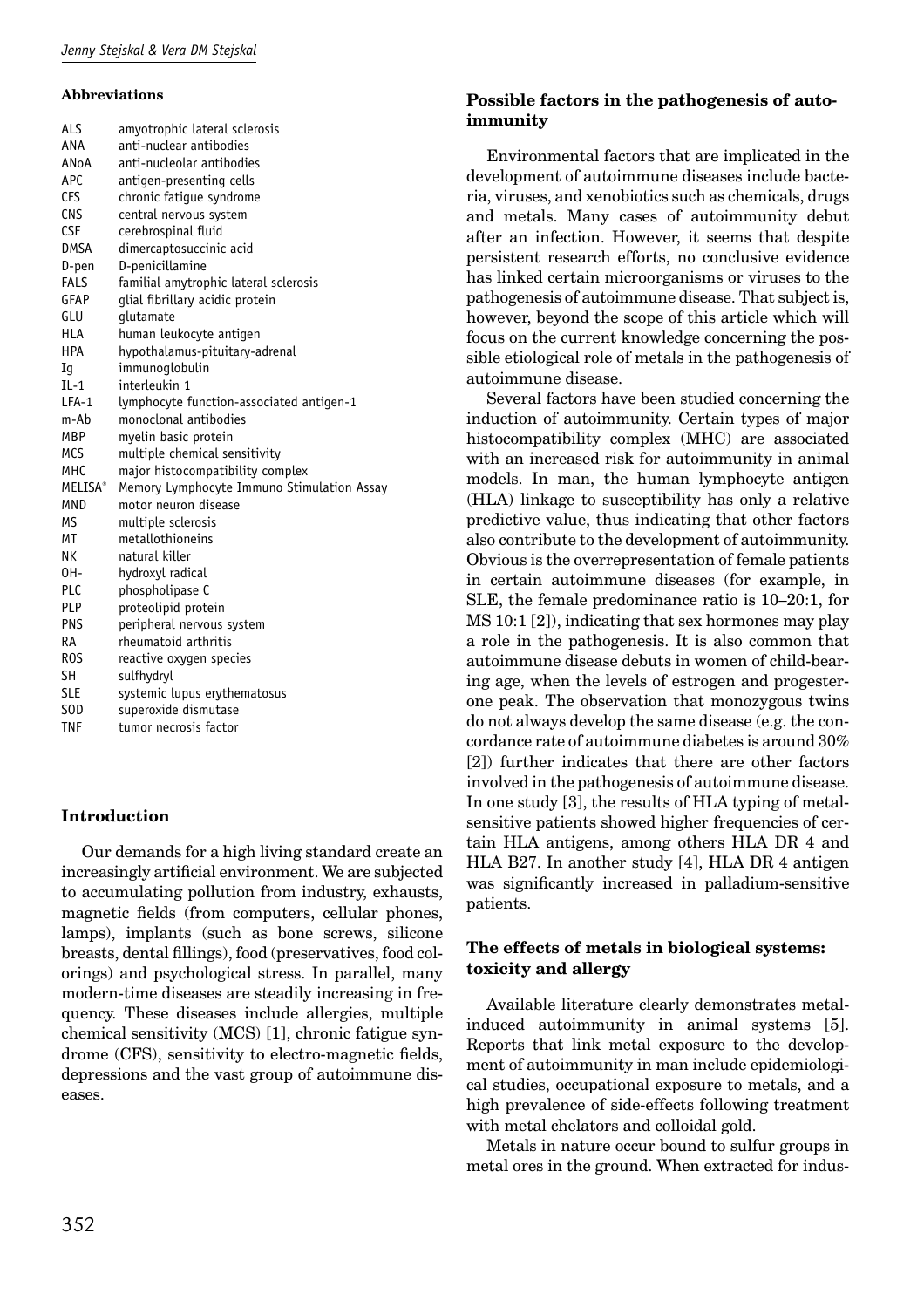### Abbreviations

| | |
|---|---|
| ALS | amyotrophic lateral sclerosis |
| ANA | anti-nuclear antibodies |
| ANoA | anti-nucleolar antibodies |
| APC | antigen-presenting cells |
| CFS | chronic fatigue syndrome |
| CNS | central nervous system |
| CSF | cerebrospinal fluid |
| DMSA | dimercaptosuccinic acid |
| D-pen | D-penicillamine |
| FALS | familial amytrophic lateral sclerosis |
| GFAP | glial fibrillary acidic protein |
| GLU | glutamate |
| HLA | human leukocyte antigen |
| HPA | hypothalamus-pituitary-adrenal |
| Ig | immunoglobulin |
| IL-1 | interleukin 1 |
| LFA-1 | lymphocyte function-associated antigen-1 |
| m-Ab | monoclonal antibodies |
| MBP | myelin basic protein |
| MCS | multiple chemical sensitivity |
| MHC | major histocompatibility complex |
| MELISA® | Memory Lymphocyte Immuno Stimulation Assay |
| MND | motor neuron disease |
| MS | multiple sclerosis |
| MT | metallothioneins |
| NK | natural killer |
| OH- | hydroxyl radical |
| PLC | phospholipase C |
| PLP | proteolipid protein |
| PNS | peripheral nervous system |
| RA | rheumatoid arthritis |
| ROS | reactive oxygen species |
| SH | sulfhydryl |
| SLE | systemic lupus erythematosus |
| SOD | superoxide dismutase |
| TNF | tumor necrosis factor |

## Introduction

Our demands for a high living standard create an increasingly artificial environment. We are subjected to accumulating pollution from industry, exhausts, magnetic fields (from computers, cellular phones, lamps), implants (such as bone screws, silicone breasts, dental fillings), food (preservatives, food colorings) and psychological stress. In parallel, many modern-time diseases are steadily increasing in frequency. These diseases include allergies, multiple chemical sensitivity (MCS) [1], chronic fatigue syndrome (CFS), sensitivity to electro-magnetic fields, depressions and the vast group of autoimmune diseases.

## Possible factors in the pathogenesis of autoimmunity

Environmental factors that are implicated in the development of autoimmune diseases include bacteria, viruses, and xenobiotics such as chemicals, drugs and metals. Many cases of autoimmunity debut after an infection. However, it seems that despite persistent research efforts, no conclusive evidence has linked certain microorganisms or viruses to the pathogenesis of autoimmune disease. That subject is, however, beyond the scope of this article which will focus on the current knowledge concerning the possible etiological role of metals in the pathogenesis of autoimmune disease.

Several factors have been studied concerning the induction of autoimmunity. Certain types of major histocompatibility complex (MHC) are associated with an increased risk for autoimmunity in animal models. In man, the human lymphocyte antigen (HLA) linkage to susceptibility has only a relative predictive value, thus indicating that other factors also contribute to the development of autoimmunity. Obvious is the overrepresentation of female patients in certain autoimmune diseases (for example, in SLE, the female predominance ratio is 10–20:1, for MS 10:1 [2]), indicating that sex hormones may play a role in the pathogenesis. It is also common that autoimmune disease debuts in women of child-bearing age, when the levels of estrogen and progesterone peak. The observation that monozygous twins do not always develop the same disease (e.g. the concordance rate of autoimmune diabetes is around 30% [2]) further indicates that there are other factors involved in the pathogenesis of autoimmune disease. In one study [3], the results of HLA typing of metal-sensitive patients showed higher frequencies of certain HLA antigens, among others HLA DR 4 and HLA B27. In another study [4], HLA DR 4 antigen was significantly increased in palladium-sensitive patients.

## The effects of metals in biological systems: toxicity and allergy

Available literature clearly demonstrates metal-induced autoimmunity in animal systems [5]. Reports that link metal exposure to the development of autoimmunity in man include epidemiological studies, occupational exposure to metals, and a high prevalence of side-effects following treatment with metal chelators and colloidal gold.

Metals in nature occur bound to sulfur groups in metal ores in the ground. When extracted for indus-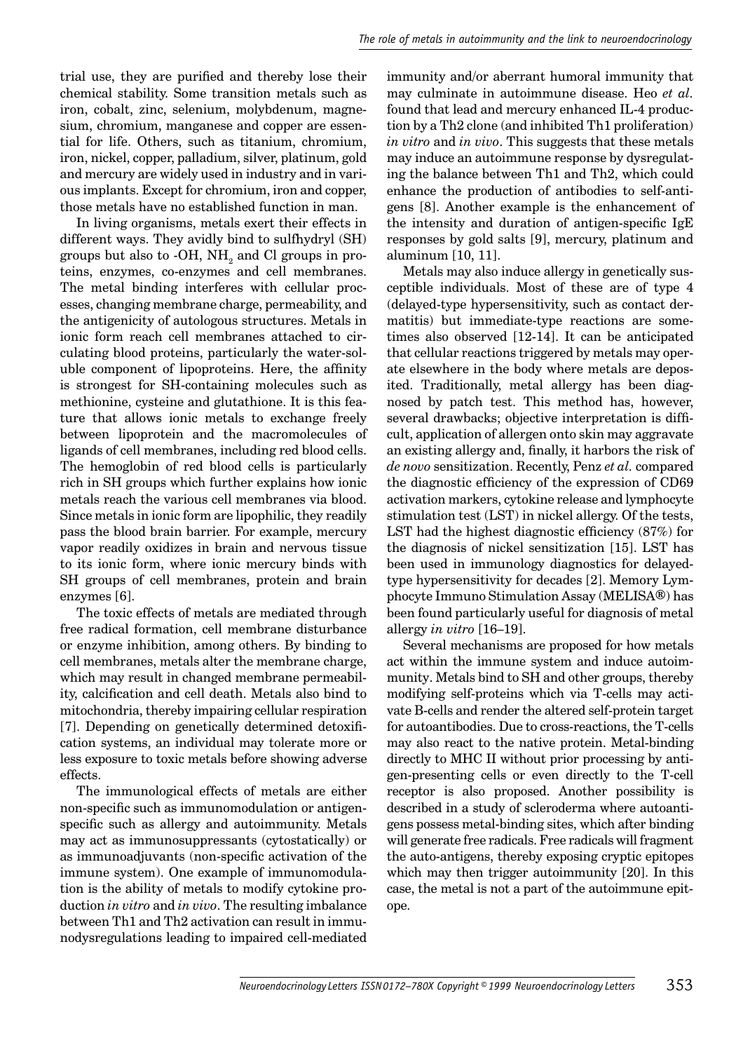trial use, they are purified and thereby lose their chemical stability. Some transition metals such as iron, cobalt, zinc, selenium, molybdenum, magnesium, chromium, manganese and copper are essential for life. Others, such as titanium, chromium, iron, nickel, copper, palladium, silver, platinum, gold and mercury are widely used in industry and in various implants. Except for chromium, iron and copper, those metals have no established function in man.

In living organisms, metals exert their effects in different ways. They avidly bind to sulfhydryl (SH) groups but also to -OH, $NH_2$ and Cl groups in proteins, enzymes, co-enzymes and cell membranes. The metal binding interferes with cellular processes, changing membrane charge, permeability, and the antigenicity of autologous structures. Metals in ionic form reach cell membranes attached to circulating blood proteins, particularly the water-soluble component of lipoproteins. Here, the affinity is strongest for SH-containing molecules such as methionine, cysteine and glutathione. It is this feature that allows ionic metals to exchange freely between lipoprotein and the macromolecules of ligands of cell membranes, including red blood cells. The hemoglobin of red blood cells is particularly rich in SH groups which further explains how ionic metals reach the various cell membranes via blood. Since metals in ionic form are lipophilic, they readily pass the blood brain barrier. For example, mercury vapor readily oxidizes in brain and nervous tissue to its ionic form, where ionic mercury binds with SH groups of cell membranes, protein and brain enzymes [6].

The toxic effects of metals are mediated through free radical formation, cell membrane disturbance or enzyme inhibition, among others. By binding to cell membranes, metals alter the membrane charge, which may result in changed membrane permeability, calcification and cell death. Metals also bind to mitochondria, thereby impairing cellular respiration [7]. Depending on genetically determined detoxification systems, an individual may tolerate more or less exposure to toxic metals before showing adverse effects.

The immunological effects of metals are either non-specific such as immunomodulation or antigen-specific such as allergy and autoimmunity. Metals may act as immunosuppressants (cytostatically) or as immunoadjuvants (non-specific activation of the immune system). One example of immunomodulation is the ability of metals to modify cytokine production *in vitro* and *in vivo*. The resulting imbalance between Th1 and Th2 activation can result in immunodysregulations leading to impaired cell-mediated immunity and/or aberrant humoral immunity that may culminate in autoimmune disease. Heo *et al*. found that lead and mercury enhanced IL-4 production by a Th2 clone (and inhibited Th1 proliferation) *in vitro* and *in vivo*. This suggests that these metals may induce an autoimmune response by dysregulating the balance between Th1 and Th2, which could enhance the production of antibodies to self-antigens [8]. Another example is the enhancement of the intensity and duration of antigen-specific IgE responses by gold salts [9], mercury, platinum and aluminum [10, 11].

Metals may also induce allergy in genetically susceptible individuals. Most of these are of type 4 (delayed-type hypersensitivity, such as contact dermatitis) but immediate-type reactions are sometimes also observed [12-14]. It can be anticipated that cellular reactions triggered by metals may operate elsewhere in the body where metals are deposited. Traditionally, metal allergy has been diagnosed by patch test. This method has, however, several drawbacks; objective interpretation is difficult, application of allergen onto skin may aggravate an existing allergy and, finally, it harbors the risk of *de novo* sensitization. Recently, Penz *et al*. compared the diagnostic efficiency of the expression of CD69 activation markers, cytokine release and lymphocyte stimulation test (LST) in nickel allergy. Of the tests, LST had the highest diagnostic efficiency (87%) for the diagnosis of nickel sensitization [15]. LST has been used in immunology diagnostics for delayed-type hypersensitivity for decades [2]. Memory Lymphocyte Immuno Stimulation Assay (MELISA®) has been found particularly useful for diagnosis of metal allergy *in vitro* [16–19].

Several mechanisms are proposed for how metals act within the immune system and induce autoimmunity. Metals bind to SH and other groups, thereby modifying self-proteins which via T-cells may activate B-cells and render the altered self-protein target for autoantibodies. Due to cross-reactions, the T-cells may also react to the native protein. Metal-binding directly to MHC II without prior processing by antigen-presenting cells or even directly to the T-cell receptor is also proposed. Another possibility is described in a study of scleroderma where autoantigens possess metal-binding sites, which after binding will generate free radicals. Free radicals will fragment the auto-antigens, thereby exposing cryptic epitopes which may then trigger autoimmunity [20]. In this case, the metal is not a part of the autoimmune epitope.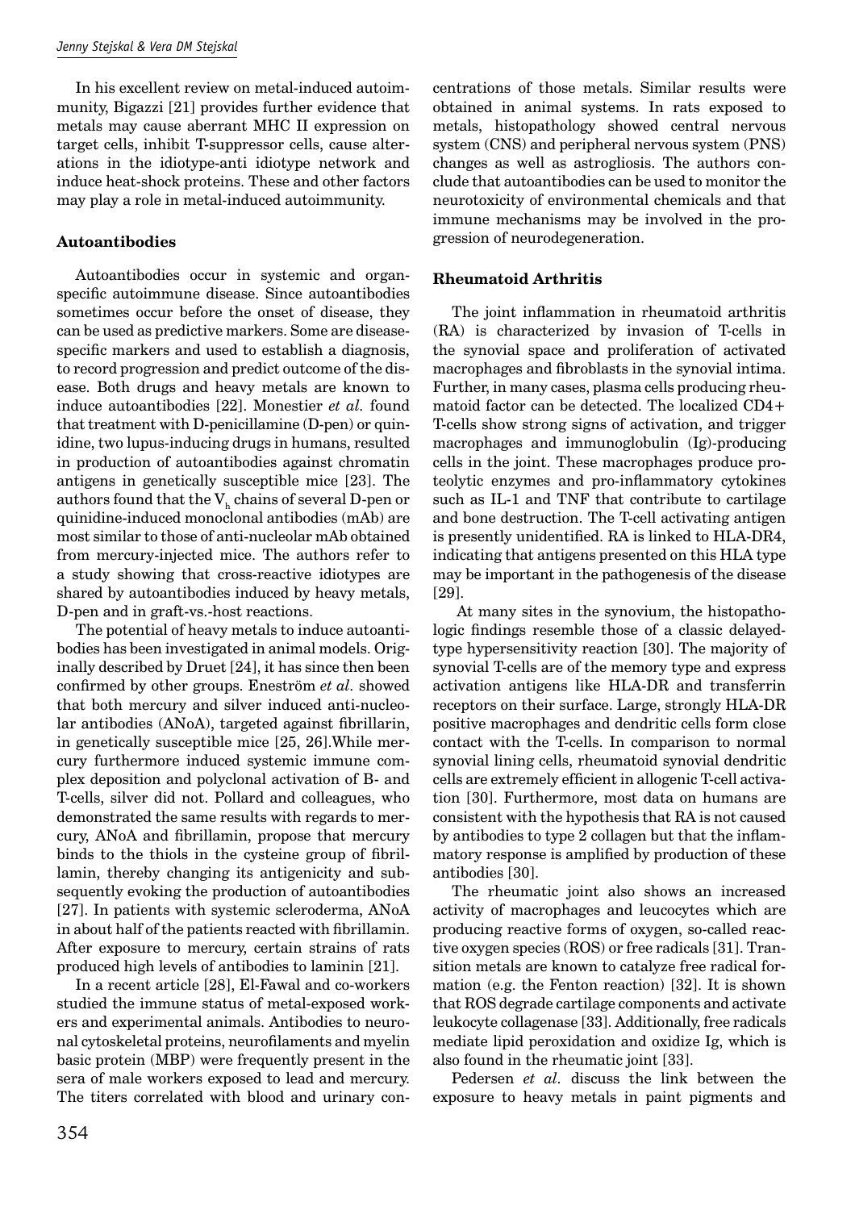In his excellent review on metal-induced autoimmunity, Bigazzi [21] provides further evidence that metals may cause aberrant MHC II expression on target cells, inhibit T-suppressor cells, cause alterations in the idiotype-anti idiotype network and induce heat-shock proteins. These and other factors may play a role in metal-induced autoimmunity.

### Autoantibodies

Autoantibodies occur in systemic and organ-specific autoimmune disease. Since autoantibodies sometimes occur before the onset of disease, they can be used as predictive markers. Some are disease-specific markers and used to establish a diagnosis, to record progression and predict outcome of the disease. Both drugs and heavy metals are known to induce autoantibodies [22]. Monestier *et al.* found that treatment with D-penicillamine (D-pen) or quinidine, two lupus-inducing drugs in humans, resulted in production of autoantibodies against chromatin antigens in genetically susceptible mice [23]. The authors found that the $V_h$ chains of several D-pen or quinidine-induced monoclonal antibodies (mAb) are most similar to those of anti-nucleolar mAb obtained from mercury-injected mice. The authors refer to a study showing that cross-reactive idiotypes are shared by autoantibodies induced by heavy metals, D-pen and in graft-vs.-host reactions.

The potential of heavy metals to induce autoantibodies has been investigated in animal models. Originally described by Druet [24], it has since then been confirmed by other groups. Eneström *et al*. showed that both mercury and silver induced anti-nucleolar antibodies (ANoA), targeted against fibrillarin, in genetically susceptible mice [25, 26].While mercury furthermore induced systemic immune complex deposition and polyclonal activation of B- and T-cells, silver did not. Pollard and colleagues, who demonstrated the same results with regards to mercury, ANoA and fibrillamin, propose that mercury binds to the thiols in the cysteine group of fibrillamin, thereby changing its antigenicity and subsequently evoking the production of autoantibodies [27]. In patients with systemic scleroderma, ANoA in about half of the patients reacted with fibrillamin. After exposure to mercury, certain strains of rats produced high levels of antibodies to laminin [21].

In a recent article [28], El-Fawal and co-workers studied the immune status of metal-exposed workers and experimental animals. Antibodies to neuronal cytoskeletal proteins, neurofilaments and myelin basic protein (MBP) were frequently present in the sera of male workers exposed to lead and mercury. The titers correlated with blood and urinary concentrations of those metals. Similar results were obtained in animal systems. In rats exposed to metals, histopathology showed central nervous system (CNS) and peripheral nervous system (PNS) changes as well as astrogliosis. The authors conclude that autoantibodies can be used to monitor the neurotoxicity of environmental chemicals and that immune mechanisms may be involved in the progression of neurodegeneration.

### Rheumatoid Arthritis

The joint inflammation in rheumatoid arthritis (RA) is characterized by invasion of T-cells in the synovial space and proliferation of activated macrophages and fibroblasts in the synovial intima. Further, in many cases, plasma cells producing rheumatoid factor can be detected. The localized CD4+ T-cells show strong signs of activation, and trigger macrophages and immunoglobulin (Ig)-producing cells in the joint. These macrophages produce proteolytic enzymes and pro-inflammatory cytokines such as IL-1 and TNF that contribute to cartilage and bone destruction. The T-cell activating antigen is presently unidentified. RA is linked to HLA-DR4, indicating that antigens presented on this HLA type may be important in the pathogenesis of the disease [29].

At many sites in the synovium, the histopathologic findings resemble those of a classic delayed-type hypersensitivity reaction [30]. The majority of synovial T-cells are of the memory type and express activation antigens like HLA-DR and transferrin receptors on their surface. Large, strongly HLA-DR positive macrophages and dendritic cells form close contact with the T-cells. In comparison to normal synovial lining cells, rheumatoid synovial dendritic cells are extremely efficient in allogenic T-cell activation [30]. Furthermore, most data on humans are consistent with the hypothesis that RA is not caused by antibodies to type 2 collagen but that the inflammatory response is amplified by production of these antibodies [30].

The rheumatic joint also shows an increased activity of macrophages and leucocytes which are producing reactive forms of oxygen, so-called reactive oxygen species (ROS) or free radicals [31]. Transition metals are known to catalyze free radical formation (e.g. the Fenton reaction) [32]. It is shown that ROS degrade cartilage components and activate leukocyte collagenase [33]. Additionally, free radicals mediate lipid peroxidation and oxidize Ig, which is also found in the rheumatic joint [33].

Pedersen *et al.* discuss the link between the exposure to heavy metals in paint pigments and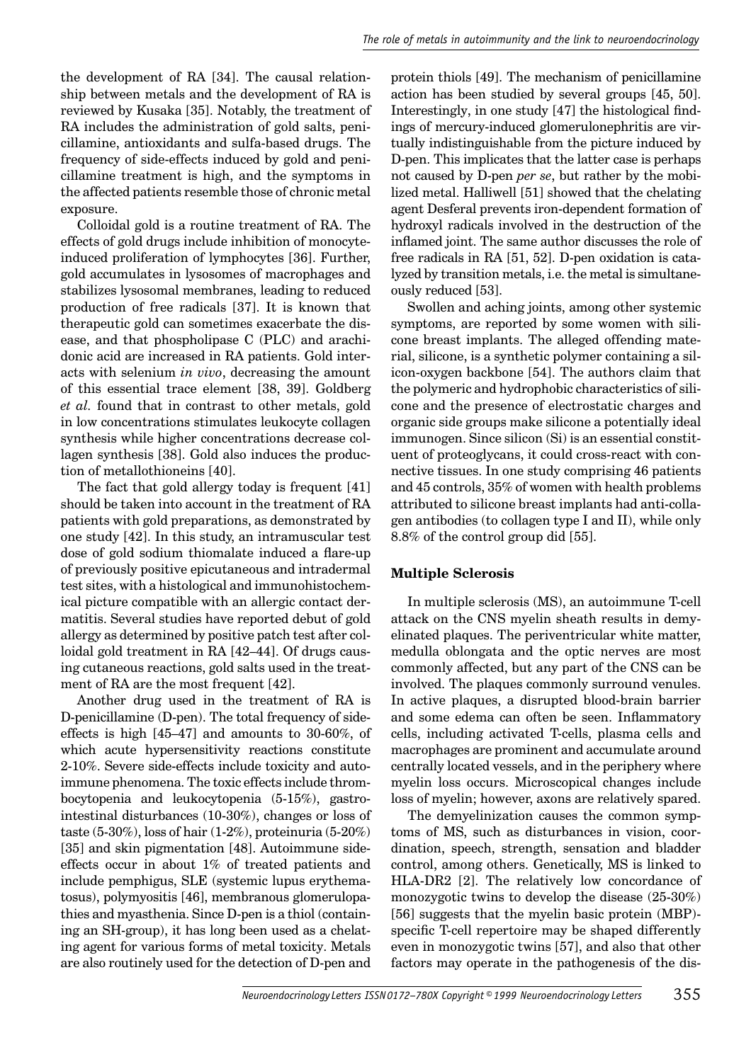the development of RA [34]. The causal relationship between metals and the development of RA is reviewed by Kusaka [35]. Notably, the treatment of RA includes the administration of gold salts, penicillamine, antioxidants and sulfa-based drugs. The frequency of side-effects induced by gold and penicillamine treatment is high, and the symptoms in the affected patients resemble those of chronic metal exposure.

Colloidal gold is a routine treatment of RA. The effects of gold drugs include inhibition of monocyte-induced proliferation of lymphocytes [36]. Further, gold accumulates in lysosomes of macrophages and stabilizes lysosomal membranes, leading to reduced production of free radicals [37]. It is known that therapeutic gold can sometimes exacerbate the disease, and that phospholipase C (PLC) and arachidonic acid are increased in RA patients. Gold interacts with selenium *in vivo*, decreasing the amount of this essential trace element [38, 39]. Goldberg *et al.* found that in contrast to other metals, gold in low concentrations stimulates leukocyte collagen synthesis while higher concentrations decrease collagen synthesis [38]. Gold also induces the production of metallothioneins [40].

The fact that gold allergy today is frequent [41] should be taken into account in the treatment of RA patients with gold preparations, as demonstrated by one study [42]. In this study, an intramuscular test dose of gold sodium thiomalate induced a flare-up of previously positive epicutaneous and intradermal test sites, with a histological and immunohistochemical picture compatible with an allergic contact dermatitis. Several studies have reported debut of gold allergy as determined by positive patch test after colloidal gold treatment in RA [42–44]. Of drugs causing cutaneous reactions, gold salts used in the treatment of RA are the most frequent [42].

Another drug used in the treatment of RA is D-penicillamine (D-pen). The total frequency of side-effects is high [45–47] and amounts to 30-60%, of which acute hypersensitivity reactions constitute 2-10%. Severe side-effects include toxicity and autoimmune phenomena. The toxic effects include thrombocytopenia and leukocytopenia (5-15%), gastrointestinal disturbances (10-30%), changes or loss of taste (5-30%), loss of hair (1-2%), proteinuria (5-20%) [35] and skin pigmentation [48]. Autoimmune side-effects occur in about 1% of treated patients and include pemphigus, SLE (systemic lupus erythematosus), polymyositis [46], membranous glomerulopathies and myasthenia. Since D-pen is a thiol (containing an SH-group), it has long been used as a chelating agent for various forms of metal toxicity. Metals are also routinely used for the detection of D-pen and protein thiols [49]. The mechanism of penicillamine action has been studied by several groups [45, 50]. Interestingly, in one study [47] the histological findings of mercury-induced glomerulonephritis are virtually indistinguishable from the picture induced by D-pen. This implicates that the latter case is perhaps not caused by D-pen *per se*, but rather by the mobilized metal. Halliwell [51] showed that the chelating agent Desferal prevents iron-dependent formation of hydroxyl radicals involved in the destruction of the inflamed joint. The same author discusses the role of free radicals in RA [51, 52]. D-pen oxidation is catalyzed by transition metals, i.e. the metal is simultaneously reduced [53].

Swollen and aching joints, among other systemic symptoms, are reported by some women with silicone breast implants. The alleged offending material, silicone, is a synthetic polymer containing a silicon-oxygen backbone [54]. The authors claim that the polymeric and hydrophobic characteristics of silicone and the presence of electrostatic charges and organic side groups make silicone a potentially ideal immunogen. Since silicon (Si) is an essential constituent of proteoglycans, it could cross-react with connective tissues. In one study comprising 46 patients and 45 controls, 35% of women with health problems attributed to silicone breast implants had anti-collagen antibodies (to collagen type I and II), while only 8.8% of the control group did [55].

## Multiple Sclerosis

In multiple sclerosis (MS), an autoimmune T-cell attack on the CNS myelin sheath results in demyelinated plaques. The periventricular white matter, medulla oblongata and the optic nerves are most commonly affected, but any part of the CNS can be involved. The plaques commonly surround venules. In active plaques, a disrupted blood-brain barrier and some edema can often be seen. Inflammatory cells, including activated T-cells, plasma cells and macrophages are prominent and accumulate around centrally located vessels, and in the periphery where myelin loss occurs. Microscopical changes include loss of myelin; however, axons are relatively spared.

The demyelinization causes the common symptoms of MS, such as disturbances in vision, coordination, speech, strength, sensation and bladder control, among others. Genetically, MS is linked to HLA-DR2 [2]. The relatively low concordance of monozygotic twins to develop the disease (25-30%) [56] suggests that the myelin basic protein (MBP)-specific T-cell repertoire may be shaped differently even in monozygotic twins [57], and also that other factors may operate in the pathogenesis of the dis-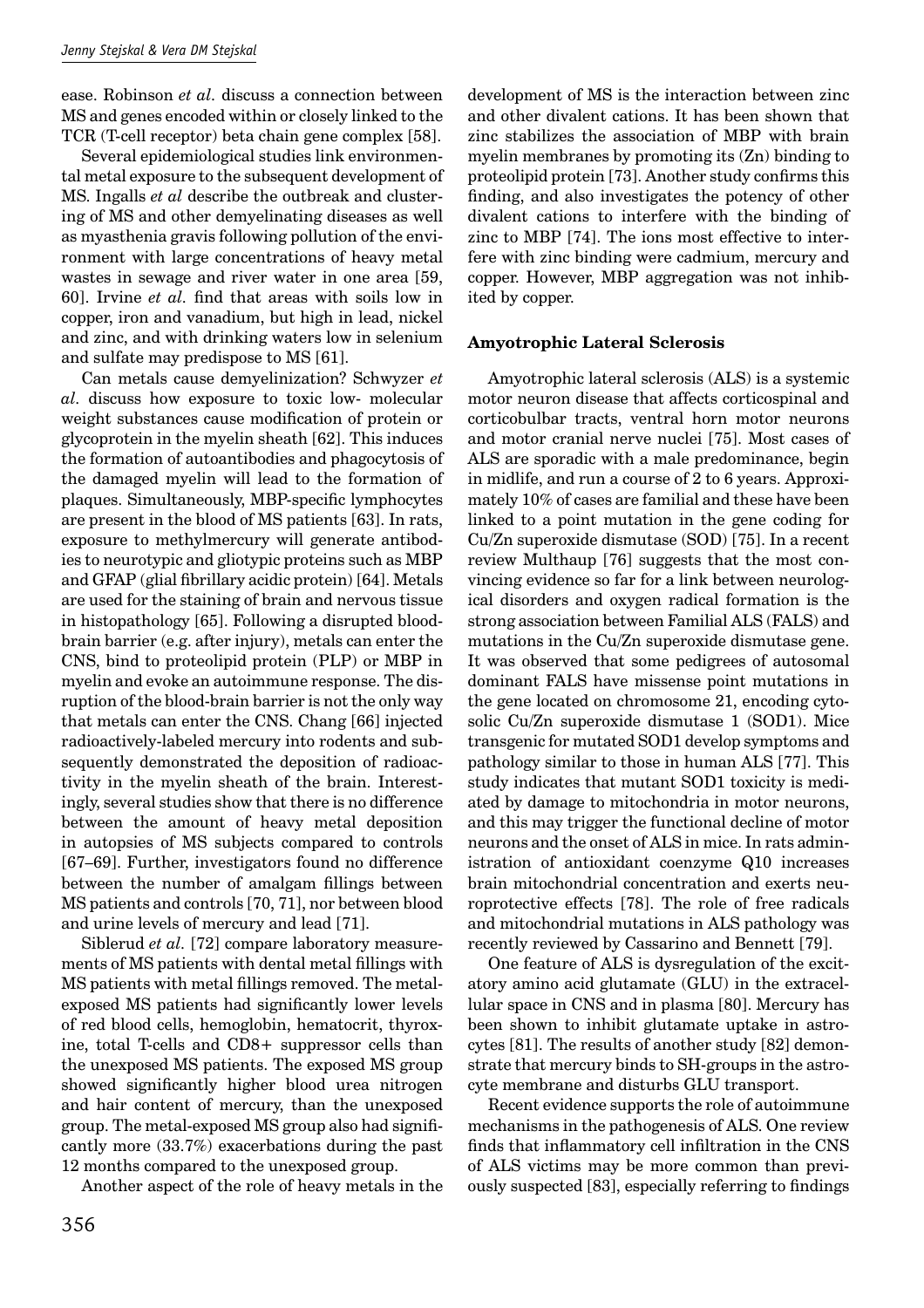ease. Robinson *et al*. discuss a connection between MS and genes encoded within or closely linked to the TCR (T-cell receptor) beta chain gene complex [58].

Several epidemiological studies link environmental metal exposure to the subsequent development of MS. Ingalls *et al* describe the outbreak and clustering of MS and other demyelinating diseases as well as myasthenia gravis following pollution of the environment with large concentrations of heavy metal wastes in sewage and river water in one area [59, 60]. Irvine *et al*. find that areas with soils low in copper, iron and vanadium, but high in lead, nickel and zinc, and with drinking waters low in selenium and sulfate may predispose to MS [61].

Can metals cause demyelinization? Schwyzer *et al*. discuss how exposure to toxic low- molecular weight substances cause modification of protein or glycoprotein in the myelin sheath [62]. This induces the formation of autoantibodies and phagocytosis of the damaged myelin will lead to the formation of plaques. Simultaneously, MBP-specific lymphocytes are present in the blood of MS patients [63]. In rats, exposure to methylmercury will generate antibodies to neurotypic and gliotypic proteins such as MBP and GFAP (glial fibrillary acidic protein) [64]. Metals are used for the staining of brain and nervous tissue in histopathology [65]. Following a disrupted blood-brain barrier (e.g. after injury), metals can enter the CNS, bind to proteolipid protein (PLP) or MBP in myelin and evoke an autoimmune response. The disruption of the blood-brain barrier is not the only way that metals can enter the CNS. Chang [66] injected radioactively-labeled mercury into rodents and subsequently demonstrated the deposition of radioactivity in the myelin sheath of the brain. Interestingly, several studies show that there is no difference between the amount of heavy metal deposition in autopsies of MS subjects compared to controls [67–69]. Further, investigators found no difference between the number of amalgam fillings between MS patients and controls [70, 71], nor between blood and urine levels of mercury and lead [71].

Siblerud *et al*. [72] compare laboratory measurements of MS patients with dental metal fillings with MS patients with metal fillings removed. The metal-exposed MS patients had significantly lower levels of red blood cells, hemoglobin, hematocrit, thyroxine, total T-cells and CD8+ suppressor cells than the unexposed MS patients. The exposed MS group showed significantly higher blood urea nitrogen and hair content of mercury, than the unexposed group. The metal-exposed MS group also had significantly more (33.7%) exacerbations during the past 12 months compared to the unexposed group.

Another aspect of the role of heavy metals in the development of MS is the interaction between zinc and other divalent cations. It has been shown that zinc stabilizes the association of MBP with brain myelin membranes by promoting its (Zn) binding to proteolipid protein [73]. Another study confirms this finding, and also investigates the potency of other divalent cations to interfere with the binding of zinc to MBP [74]. The ions most effective to interfere with zinc binding were cadmium, mercury and copper. However, MBP aggregation was not inhibited by copper.

### Amyotrophic Lateral Sclerosis

Amyotrophic lateral sclerosis (ALS) is a systemic motor neuron disease that affects corticospinal and corticobulbar tracts, ventral horn motor neurons and motor cranial nerve nuclei [75]. Most cases of ALS are sporadic with a male predominance, begin in midlife, and run a course of 2 to 6 years. Approximately 10% of cases are familial and these have been linked to a point mutation in the gene coding for Cu/Zn superoxide dismutase (SOD) [75]. In a recent review Multhaup [76] suggests that the most convincing evidence so far for a link between neurological disorders and oxygen radical formation is the strong association between Familial ALS (FALS) and mutations in the Cu/Zn superoxide dismutase gene. It was observed that some pedigrees of autosomal dominant FALS have missense point mutations in the gene located on chromosome 21, encoding cytosolic Cu/Zn superoxide dismutase 1 (SOD1). Mice transgenic for mutated SOD1 develop symptoms and pathology similar to those in human ALS [77]. This study indicates that mutant SOD1 toxicity is mediated by damage to mitochondria in motor neurons, and this may trigger the functional decline of motor neurons and the onset of ALS in mice. In rats administration of antioxidant coenzyme Q10 increases brain mitochondrial concentration and exerts neuroprotective effects [78]. The role of free radicals and mitochondrial mutations in ALS pathology was recently reviewed by Cassarino and Bennett [79].

One feature of ALS is dysregulation of the excitatory amino acid glutamate (GLU) in the extracellular space in CNS and in plasma [80]. Mercury has been shown to inhibit glutamate uptake in astrocytes [81]. The results of another study [82] demonstrate that mercury binds to SH-groups in the astrocyte membrane and disturbs GLU transport.

Recent evidence supports the role of autoimmune mechanisms in the pathogenesis of ALS. One review finds that inflammatory cell infiltration in the CNS of ALS victims may be more common than previously suspected [83], especially referring to findings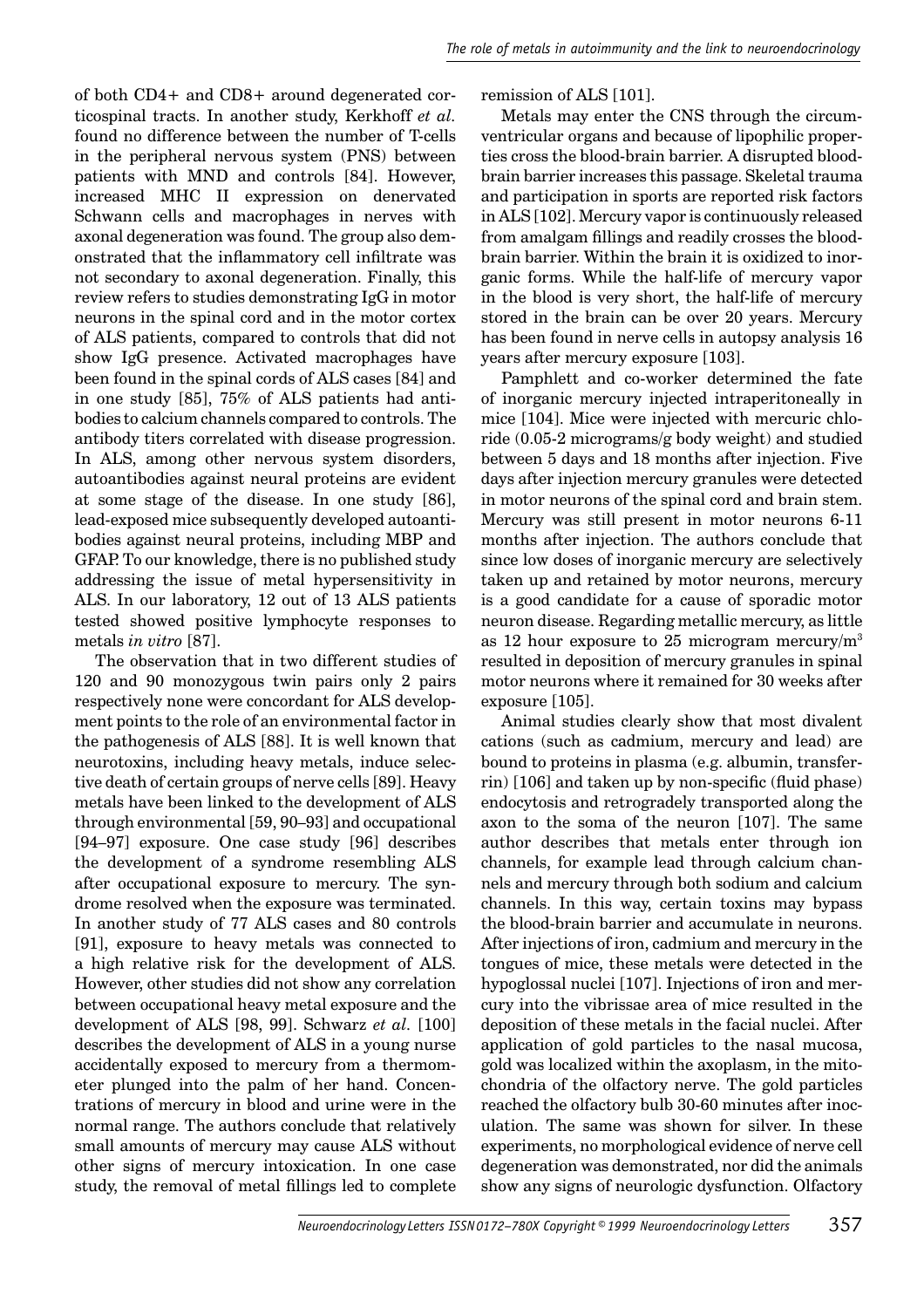of both CD4+ and CD8+ around degenerated corticospinal tracts. In another study, Kerkhoff *et al.* found no difference between the number of T-cells in the peripheral nervous system (PNS) between patients with MND and controls [84]. However, increased MHC II expression on denervated Schwann cells and macrophages in nerves with axonal degeneration was found. The group also demonstrated that the inflammatory cell infiltrate was not secondary to axonal degeneration. Finally, this review refers to studies demonstrating IgG in motor neurons in the spinal cord and in the motor cortex of ALS patients, compared to controls that did not show IgG presence. Activated macrophages have been found in the spinal cords of ALS cases [84] and in one study [85], 75% of ALS patients had antibodies to calcium channels compared to controls. The antibody titers correlated with disease progression. In ALS, among other nervous system disorders, autoantibodies against neural proteins are evident at some stage of the disease. In one study [86], lead-exposed mice subsequently developed autoantibodies against neural proteins, including MBP and GFAP. To our knowledge, there is no published study addressing the issue of metal hypersensitivity in ALS. In our laboratory, 12 out of 13 ALS patients tested showed positive lymphocyte responses to metals *in vitro* [87].

The observation that in two different studies of 120 and 90 monozygous twin pairs only 2 pairs respectively none were concordant for ALS development points to the role of an environmental factor in the pathogenesis of ALS [88]. It is well known that neurotoxins, including heavy metals, induce selective death of certain groups of nerve cells [89]. Heavy metals have been linked to the development of ALS through environmental [59, 90–93] and occupational [94–97] exposure. One case study [96] describes the development of a syndrome resembling ALS after occupational exposure to mercury. The syndrome resolved when the exposure was terminated. In another study of 77 ALS cases and 80 controls [91], exposure to heavy metals was connected to a high relative risk for the development of ALS. However, other studies did not show any correlation between occupational heavy metal exposure and the development of ALS [98, 99]. Schwarz *et al.* [100] describes the development of ALS in a young nurse accidentally exposed to mercury from a thermometer plunged into the palm of her hand. Concentrations of mercury in blood and urine were in the normal range. The authors conclude that relatively small amounts of mercury may cause ALS without other signs of mercury intoxication. In one case study, the removal of metal fillings led to complete remission of ALS [101].

Metals may enter the CNS through the circumventricular organs and because of lipophilic properties cross the blood-brain barrier. A disrupted blood-brain barrier increases this passage. Skeletal trauma and participation in sports are reported risk factors in ALS [102]. Mercury vapor is continuously released from amalgam fillings and readily crosses the blood-brain barrier. Within the brain it is oxidized to inorganic forms. While the half-life of mercury vapor in the blood is very short, the half-life of mercury stored in the brain can be over 20 years. Mercury has been found in nerve cells in autopsy analysis 16 years after mercury exposure [103].

Pamphlett and co-worker determined the fate of inorganic mercury injected intraperitoneally in mice [104]. Mice were injected with mercuric chloride (0.05-2 micrograms/g body weight) and studied between 5 days and 18 months after injection. Five days after injection mercury granules were detected in motor neurons of the spinal cord and brain stem. Mercury was still present in motor neurons 6-11 months after injection. The authors conclude that since low doses of inorganic mercury are selectively taken up and retained by motor neurons, mercury is a good candidate for a cause of sporadic motor neuron disease. Regarding metallic mercury, as little as 12 hour exposure to 25 microgram mercury/$m^3$ resulted in deposition of mercury granules in spinal motor neurons where it remained for 30 weeks after exposure [105].

Animal studies clearly show that most divalent cations (such as cadmium, mercury and lead) are bound to proteins in plasma (e.g. albumin, transferrin) [106] and taken up by non-specific (fluid phase) endocytosis and retrogradely transported along the axon to the soma of the neuron [107]. The same author describes that metals enter through ion channels, for example lead through calcium channels and mercury through both sodium and calcium channels. In this way, certain toxins may bypass the blood-brain barrier and accumulate in neurons. After injections of iron, cadmium and mercury in the tongues of mice, these metals were detected in the hypoglossal nuclei [107]. Injections of iron and mercury into the vibrissae area of mice resulted in the deposition of these metals in the facial nuclei. After application of gold particles to the nasal mucosa, gold was localized within the axoplasm, in the mitochondria of the olfactory nerve. The gold particles reached the olfactory bulb 30-60 minutes after inoculation. The same was shown for silver. In these experiments, no morphological evidence of nerve cell degeneration was demonstrated, nor did the animals show any signs of neurologic dysfunction. Olfactory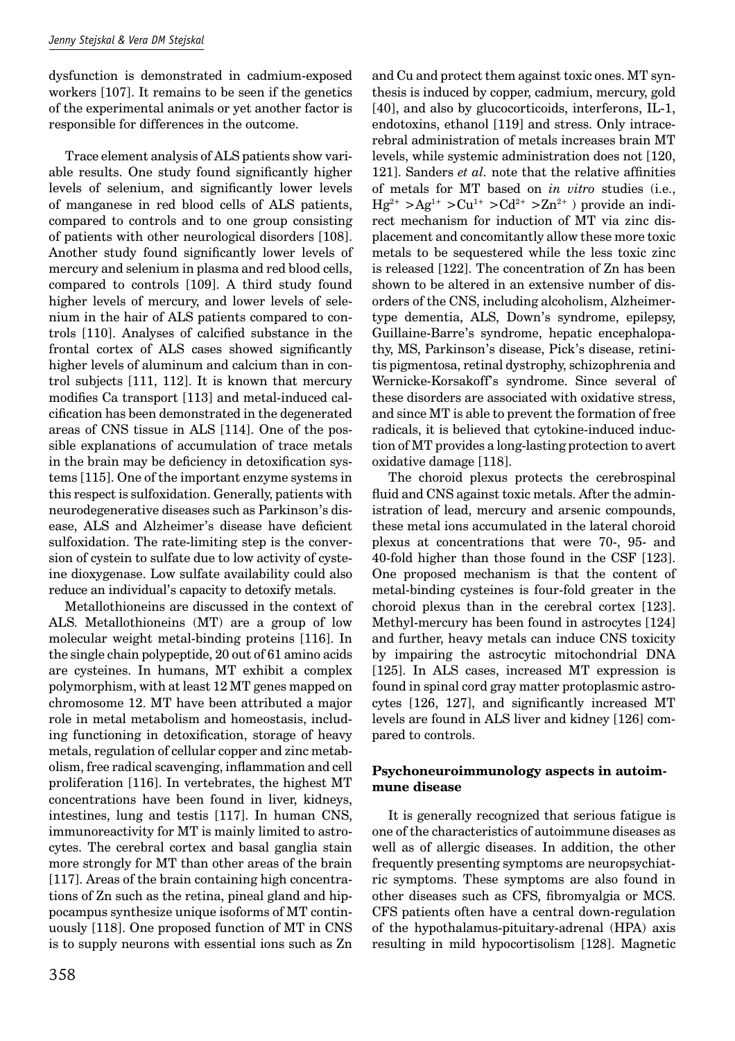dysfunction is demonstrated in cadmium-exposed workers [107]. It remains to be seen if the genetics of the experimental animals or yet another factor is responsible for differences in the outcome.

Trace element analysis of ALS patients show variable results. One study found significantly higher levels of selenium, and significantly lower levels of manganese in red blood cells of ALS patients, compared to controls and to one group consisting of patients with other neurological disorders [108]. Another study found significantly lower levels of mercury and selenium in plasma and red blood cells, compared to controls [109]. A third study found higher levels of mercury, and lower levels of selenium in the hair of ALS patients compared to controls [110]. Analyses of calcified substance in the frontal cortex of ALS cases showed significantly higher levels of aluminum and calcium than in control subjects [111, 112]. It is known that mercury modifies Ca transport [113] and metal-induced calcification has been demonstrated in the degenerated areas of CNS tissue in ALS [114]. One of the possible explanations of accumulation of trace metals in the brain may be deficiency in detoxification systems [115]. One of the important enzyme systems in this respect is sulfoxidation. Generally, patients with neurodegenerative diseases such as Parkinson's disease, ALS and Alzheimer's disease have deficient sulfoxidation. The rate-limiting step is the conversion of cystein to sulfate due to low activity of cysteine dioxygenase. Low sulfate availability could also reduce an individual's capacity to detoxify metals.

Metallothioneins are discussed in the context of ALS. Metallothioneins (MT) are a group of low molecular weight metal-binding proteins [116]. In the single chain polypeptide, 20 out of 61 amino acids are cysteines. In humans, MT exhibit a complex polymorphism, with at least 12 MT genes mapped on chromosome 12. MT have been attributed a major role in metal metabolism and homeostasis, including functioning in detoxification, storage of heavy metals, regulation of cellular copper and zinc metabolism, free radical scavenging, inflammation and cell proliferation [116]. In vertebrates, the highest MT concentrations have been found in liver, kidneys, intestines, lung and testis [117]. In human CNS, immunoreactivity for MT is mainly limited to astrocytes. The cerebral cortex and basal ganglia stain more strongly for MT than other areas of the brain [117]. Areas of the brain containing high concentrations of Zn such as the retina, pineal gland and hippocampus synthesize unique isoforms of MT continuously [118]. One proposed function of MT in CNS is to supply neurons with essential ions such as Zn and Cu and protect them against toxic ones. MT synthesis is induced by copper, cadmium, mercury, gold [40], and also by glucocorticoids, interferons, IL-1, endotoxins, ethanol [119] and stress. Only intracerebral administration of metals increases brain MT levels, while systemic administration does not [120, 121]. Sanders *et al.* note that the relative affinities of metals for MT based on *in vitro* studies (i.e., $Hg^{2+} > Ag^{1+} > Cu^{1+} > Cd^{2+} > Zn^{2+}$ ) provide an indirect mechanism for induction of MT via zinc displacement and concomitantly allow these more toxic metals to be sequestered while the less toxic zinc is released [122]. The concentration of Zn has been shown to be altered in an extensive number of disorders of the CNS, including alcoholism, Alzheimer-type dementia, ALS, Down's syndrome, epilepsy, Guillaine-Barre's syndrome, hepatic encephalopathy, MS, Parkinson's disease, Pick's disease, retinitis pigmentosa, retinal dystrophy, schizophrenia and Wernicke-Korsakoff's syndrome. Since several of these disorders are associated with oxidative stress, and since MT is able to prevent the formation of free radicals, it is believed that cytokine-induced induction of MT provides a long-lasting protection to avert oxidative damage [118].

The choroid plexus protects the cerebrospinal fluid and CNS against toxic metals. After the administration of lead, mercury and arsenic compounds, these metal ions accumulated in the lateral choroid plexus at concentrations that were 70-, 95- and 40-fold higher than those found in the CSF [123]. One proposed mechanism is that the content of metal-binding cysteines is four-fold greater in the choroid plexus than in the cerebral cortex [123]. Methyl-mercury has been found in astrocytes [124] and further, heavy metals can induce CNS toxicity by impairing the astrocytic mitochondrial DNA [125]. In ALS cases, increased MT expression is found in spinal cord gray matter protoplasmic astrocytes [126, 127], and significantly increased MT levels are found in ALS liver and kidney [126] compared to controls.

## Psychoneuroimmunology aspects in autoimmune disease

It is generally recognized that serious fatigue is one of the characteristics of autoimmune diseases as well as of allergic diseases. In addition, the other frequently presenting symptoms are neuropsychiatric symptoms. These symptoms are also found in other diseases such as CFS, fibromyalgia or MCS. CFS patients often have a central down-regulation of the hypothalamus-pituitary-adrenal (HPA) axis resulting in mild hypocortisolism [128]. Magnetic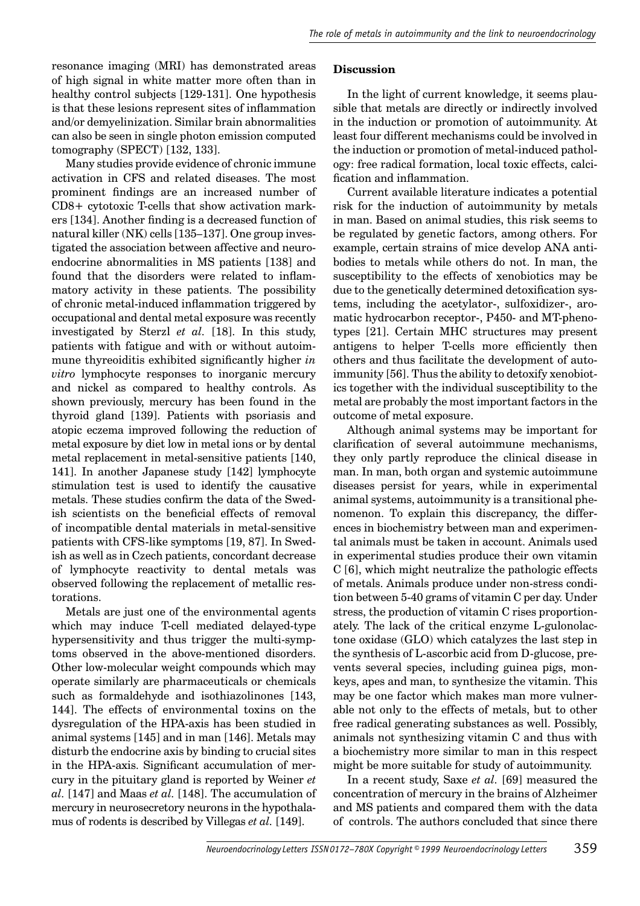resonance imaging (MRI) has demonstrated areas of high signal in white matter more often than in healthy control subjects [129-131]. One hypothesis is that these lesions represent sites of inflammation and/or demyelinization. Similar brain abnormalities can also be seen in single photon emission computed tomography (SPECT) [132, 133].

Many studies provide evidence of chronic immune activation in CFS and related diseases. The most prominent findings are an increased number of CD8+ cytotoxic T-cells that show activation markers [134]. Another finding is a decreased function of natural killer (NK) cells [135–137]. One group investigated the association between affective and neuroendocrine abnormalities in MS patients [138] and found that the disorders were related to inflammatory activity in these patients. The possibility of chronic metal-induced inflammation triggered by occupational and dental metal exposure was recently investigated by Sterzl *et al*. [18]. In this study, patients with fatigue and with or without autoimmune thyreoiditis exhibited significantly higher *in vitro* lymphocyte responses to inorganic mercury and nickel as compared to healthy controls. As shown previously, mercury has been found in the thyroid gland [139]. Patients with psoriasis and atopic eczema improved following the reduction of metal exposure by diet low in metal ions or by dental metal replacement in metal-sensitive patients [140, 141]. In another Japanese study [142] lymphocyte stimulation test is used to identify the causative metals. These studies confirm the data of the Swedish scientists on the beneficial effects of removal of incompatible dental materials in metal-sensitive patients with CFS-like symptoms [19, 87]. In Swedish as well as in Czech patients, concordant decrease of lymphocyte reactivity to dental metals was observed following the replacement of metallic restorations.

Metals are just one of the environmental agents which may induce T-cell mediated delayed-type hypersensitivity and thus trigger the multi-symptoms observed in the above-mentioned disorders. Other low-molecular weight compounds which may operate similarly are pharmaceuticals or chemicals such as formaldehyde and isothiazolinones [143, 144]. The effects of environmental toxins on the dysregulation of the HPA-axis has been studied in animal systems [145] and in man [146]. Metals may disturb the endocrine axis by binding to crucial sites in the HPA-axis. Significant accumulation of mercury in the pituitary gland is reported by Weiner *et al*. [147] and Maas *et al*. [148]. The accumulation of mercury in neurosecretory neurons in the hypothalamus of rodents is described by Villegas *et al*. [149].

## Discussion

In the light of current knowledge, it seems plausible that metals are directly or indirectly involved in the induction or promotion of autoimmunity. At least four different mechanisms could be involved in the induction or promotion of metal-induced pathology: free radical formation, local toxic effects, calcification and inflammation.

Current available literature indicates a potential risk for the induction of autoimmunity by metals in man. Based on animal studies, this risk seems to be regulated by genetic factors, among others. For example, certain strains of mice develop ANA antibodies to metals while others do not. In man, the susceptibility to the effects of xenobiotics may be due to the genetically determined detoxification systems, including the acetylator-, sulfoxidizer-, aromatic hydrocarbon receptor-, P450- and MT-phenotypes [21]. Certain MHC structures may present antigens to helper T-cells more efficiently then others and thus facilitate the development of autoimmunity [56]. Thus the ability to detoxify xenobiotics together with the individual susceptibility to the metal are probably the most important factors in the outcome of metal exposure.

Although animal systems may be important for clarification of several autoimmune mechanisms, they only partly reproduce the clinical disease in man. In man, both organ and systemic autoimmune diseases persist for years, while in experimental animal systems, autoimmunity is a transitional phenomenon. To explain this discrepancy, the differences in biochemistry between man and experimental animals must be taken in account. Animals used in experimental studies produce their own vitamin C [6], which might neutralize the pathologic effects of metals. Animals produce under non-stress condition between 5-40 grams of vitamin C per day. Under stress, the production of vitamin C rises proportionately. The lack of the critical enzyme L-gulonolactone oxidase (GLO) which catalyzes the last step in the synthesis of L-ascorbic acid from D-glucose, prevents several species, including guinea pigs, monkeys, apes and man, to synthesize the vitamin. This may be one factor which makes man more vulnerable not only to the effects of metals, but to other free radical generating substances as well. Possibly, animals not synthesizing vitamin C and thus with a biochemistry more similar to man in this respect might be more suitable for study of autoimmunity.

In a recent study, Saxe *et al*. [69] measured the concentration of mercury in the brains of Alzheimer and MS patients and compared them with the data of controls. The authors concluded that since there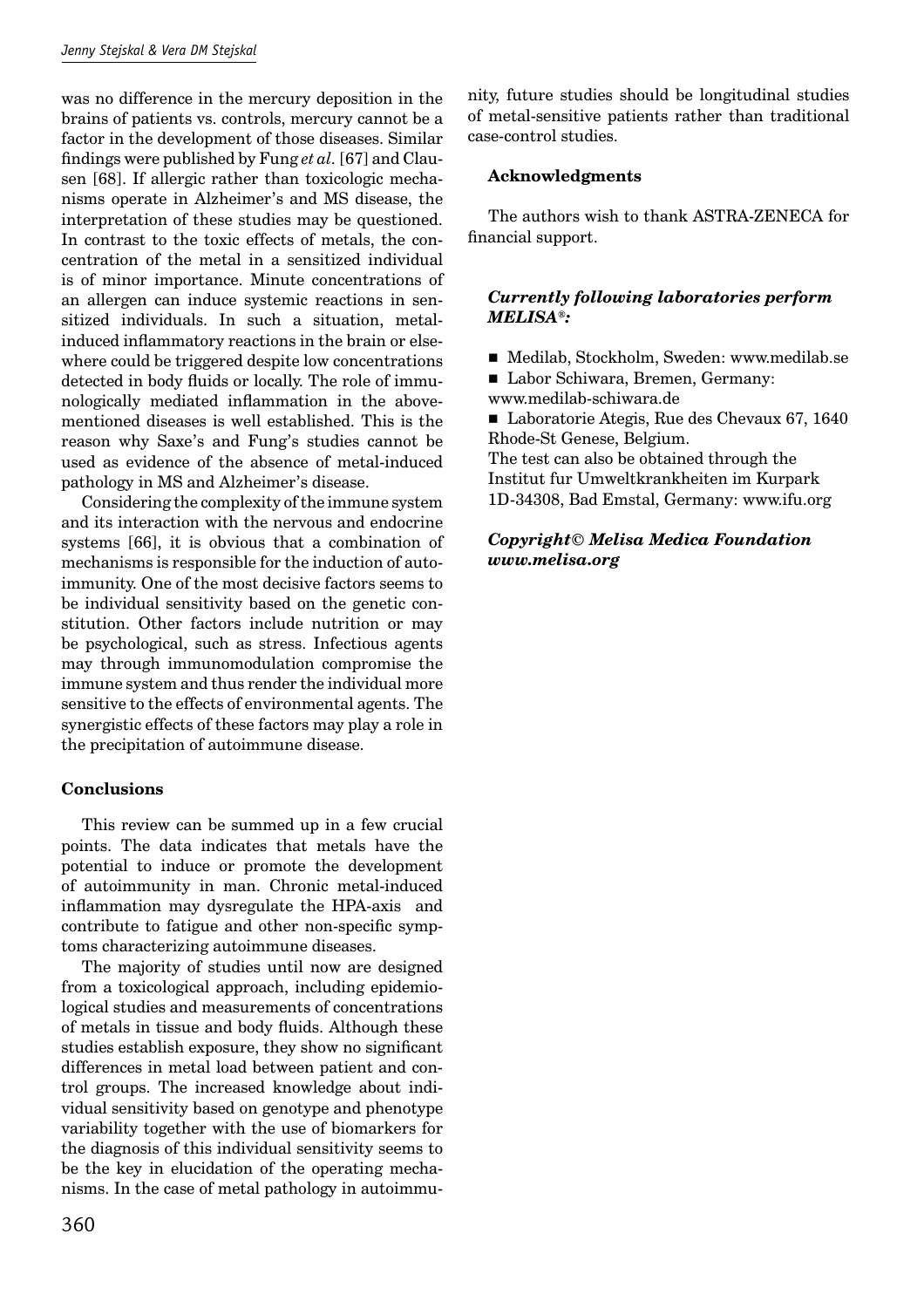was no difference in the mercury deposition in the brains of patients vs. controls, mercury cannot be a factor in the development of those diseases. Similar findings were published by Fung *et al*. [67] and Clausen [68]. If allergic rather than toxicologic mechanisms operate in Alzheimer's and MS disease, the interpretation of these studies may be questioned. In contrast to the toxic effects of metals, the concentration of the metal in a sensitized individual is of minor importance. Minute concentrations of an allergen can induce systemic reactions in sensitized individuals. In such a situation, metal-induced inflammatory reactions in the brain or elsewhere could be triggered despite low concentrations detected in body fluids or locally. The role of immunologically mediated inflammation in the above-mentioned diseases is well established. This is the reason why Saxe's and Fung's studies cannot be used as evidence of the absence of metal-induced pathology in MS and Alzheimer's disease.

Considering the complexity of the immune system and its interaction with the nervous and endocrine systems [66], it is obvious that a combination of mechanisms is responsible for the induction of autoimmunity. One of the most decisive factors seems to be individual sensitivity based on the genetic constitution. Other factors include nutrition or may be psychological, such as stress. Infectious agents may through immunomodulation compromise the immune system and thus render the individual more sensitive to the effects of environmental agents. The synergistic effects of these factors may play a role in the precipitation of autoimmune disease.

## Conclusions

This review can be summed up in a few crucial points. The data indicates that metals have the potential to induce or promote the development of autoimmunity in man. Chronic metal-induced inflammation may dysregulate the HPA-axis and contribute to fatigue and other non-specific symptoms characterizing autoimmune diseases.

The majority of studies until now are designed from a toxicological approach, including epidemiological studies and measurements of concentrations of metals in tissue and body fluids. Although these studies establish exposure, they show no significant differences in metal load between patient and control groups. The increased knowledge about individual sensitivity based on genotype and phenotype variability together with the use of biomarkers for the diagnosis of this individual sensitivity seems to be the key in elucidation of the operating mechanisms. In the case of metal pathology in autoimmunity, future studies should be longitudinal studies of metal-sensitive patients rather than traditional case-control studies.

## Acknowledgments

The authors wish to thank ASTRA-ZENECA for financial support.

### *Currently following laboratories perform MELISA®:*

- Medilab, Stockholm, Sweden: www.medilab.se
- Labor Schiwara, Bremen, Germany: www.medilab-schiwara.de
- Laboratorie Ategis, Rue des Chevaux 67, 1640 Rhode-St Genese, Belgium.

The test can also be obtained through the Institut fur Umweltkrankheiten im Kurpark 1D-34308, Bad Emstal, Germany: www.ifu.org

***Copyright© Melisa Medica Foundation www.melisa.org***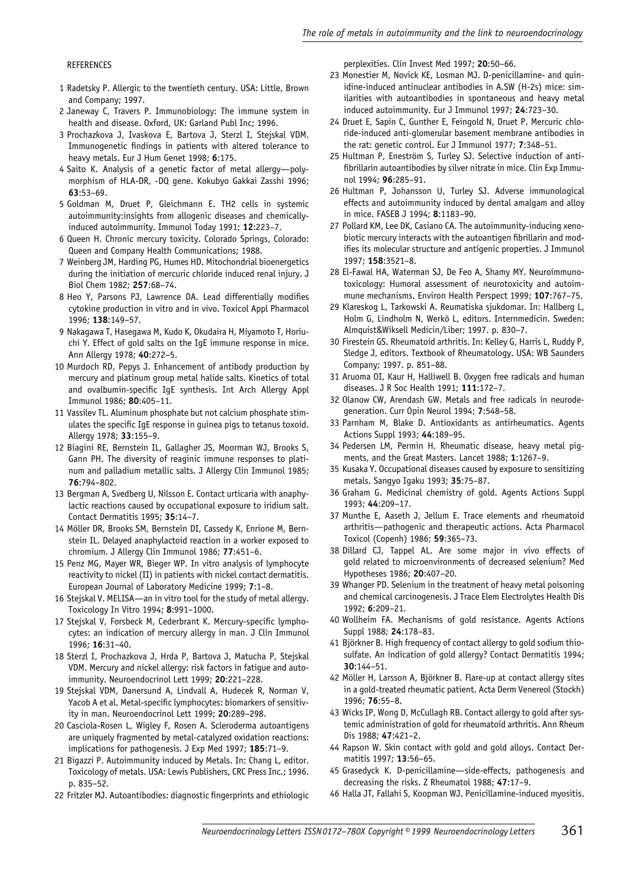REFERENCES

1 Radetsky P. Allergic to the twentieth century. USA: Little, Brown and Company; 1997.

2 Janeway C, Travers P. Immunobiology: The immune system in health and disease. Oxford, UK: Garland Publ Inc; 1996.

3 Prochazkova J, Ivaskova E, Bartova J, Sterzl I, Stejskal VDM. Immunogenetic findings in patients with altered tolerance to heavy metals. Eur J Hum Genet 1998; **6**:175.

4 Saito K. Analysis of a genetic factor of metal allergy—polymorphism of HLA-DR, -DQ gene. Kokubyo Gakkai Zasshi 1996; **63**:53–69.

5 Goldman M, Druet P, Gleichmann E. TH2 cells in systemic autoimmunity:insights from allogenic diseases and chemically-induced autoimmunity. Immunol Today 1991; **12**:223–7.

6 Queen H. Chronic mercury toxicity. Colorado Springs, Colorado: Queen and Company Health Communications; 1988.

7 Weinberg JM, Harding PG, Humes HD. Mitochondrial bioenergetics during the initiation of mercuric chloride induced renal injury. J Biol Chem 1982; **257**:68–74.

8 Heo Y, Parsons PJ, Lawrence DA. Lead differentially modifies cytokine production in vitro and in vivo. Toxicol Appl Pharmacol 1996; **138**:149–57.

9 Nakagawa T, Hasegawa M, Kudo K, Okudaira H, Miyamoto T, Horiuchi Y. Effect of gold salts on the IgE immune response in mice. Ann Allergy 1978; **40**:272–5.

10 Murdoch RD, Pepys J. Enhancement of antibody production by mercury and platinum group metal halide salts. Kinetics of total and ovalbumin-specific IgE synthesis. Int Arch Allergy Appl Immunol 1986; **80**:405–11.

11 Vassilev TL. Aluminum phosphate but not calcium phosphate stimulates the specific IgE response in guinea pigs to tetanus toxoid. Allergy 1978; **33**:155–9.

12 Biagini RE, Bernstein IL, Gallagher JS, Moorman WJ, Brooks S, Gann PH. The diversity of reaginic immune responses to platinum and palladium metallic salts. J Allergy Clin Immunol 1985; **76**:794–802.

13 Bergman A, Svedberg U, Nilsson E. Contact urticaria with anaphylactic reactions caused by occupational exposure to iridium salt. Contact Dermatitis 1995; **35**:14–7.

14 Möller DR, Brooks SM, Bernstein DI, Cassedy K, Enrione M, Bernstein IL. Delayed anaphylactoid reaction in a worker exposed to chromium. J Allergy Clin Immunol 1986; **77**:451–6.

15 Penz MG, Mayer WR, Bieger WP. In vitro analysis of lymphocyte reactivity to nickel (II) in patients with nickel contact dermatitis. European Journal of Laboratory Medicine 1999; **7**:1–8.

16 Stejskal V. MELISA—an in vitro tool for the study of metal allergy. Toxicology In Vitro 1994; **8**:991–1000.

17 Stejskal V, Forsbeck M, Cederbrant K. Mercury-specific lymphocytes: an indication of mercury allergy in man. J Clin Immunol 1996; **16**:31–40.

18 Sterzl I, Prochazkova J, Hrda P, Bartova J, Matucha P, Stejskal VDM. Mercury and nickel allergy: risk factors in fatigue and autoimmunity. Neuroendocrinol Lett 1999; **20**:221–228.

19 Stejskal VDM, Danersund A, Lindvall A, Hudecek R, Norman V, Yacob A et al. Metal-specific lymphocytes: biomarkers of sensitivity in man. Neuroendocrinol Lett 1999; **20**:289–298.

20 Casciola-Rosen L, Wigley F, Rosen A. Scleroderma autoantigens are uniquely fragmented by metal-catalyzed oxidation reactions: implications for pathogenesis. J Exp Med 1997; **185**:71–9.

21 Bigazzi P. Autoimmunity induced by Metals. In: Chang L, editor. Toxicology of metals. USA: Lewis Publishers, CRC Press Inc.; 1996. p. 835–52.

22 Fritzler MJ. Autoantibodies: diagnostic fingerprints and ethiologic perplexities. Clin Invest Med 1997; **20**:50–66.

23 Monestier M, Novick KE, Losman MJ. D-penicillamine- and quinidine-induced antinuclear antibodies in A.SW (H-2s) mice: similarities with autoantibodies in spontaneous and heavy metal induced autoimmunity. Eur J Immunol 1997; **24**:723–30.

24 Druet E, Sapin C, Gunther E, Feingold N, Druet P. Mercuric chloride-induced anti-glomerular basement membrane antibodies in the rat: genetic control. Eur J Immunol 1977; **7**:348–51.

25 Hultman P, Eneström S, Turley SJ. Selective induction of anti-fibrillarin autoantibodies by silver nitrate in mice. Clin Exp Immunol 1994; **96**:285–91.

26 Hultman P, Johansson U, Turley SJ. Adverse immunological effects and autoimmunity induced by dental amalgam and alloy in mice. FASEB J 1994; **8**:1183–90.

27 Pollard KM, Lee DK, Casiano CA. The autoimmunity-inducing xenobiotic mercury interacts with the autoantigen fibrillarin and modifies its molecular structure and antigenic properties. J Immunol 1997; **158**:3521–8.

28 El-Fawal HA, Waterman SJ, De Feo A, Shamy MY. Neuroimmunotoxicology: Humoral assessment of neurotoxicity and autoimmune mechanisms. Environ Health Perspect 1999; **107**:767–75.

29 Klareskog L, Tarkowski A. Reumatiska sjukdomar. In: Hallberg L, Holm G, Lindholm N, Werkö L, editors. Internmedicin. Sweden: Almquist&Wiksell Medicin/Liber; 1997. p. 830–7.

30 Firestein GS. Rheumatoid arthritis. In: Kelley G, Harris L, Ruddy P, Sledge J, editors. Textbook of Rheumatology. USA: WB Saunders Company; 1997. p. 851–88.

31 Aruoma OI, Kaur H, Halliwell B. Oxygen free radicals and human diseases. J R Soc Health 1991; **111**:172–7.

32 Olanow CW, Arendash GW. Metals and free radicals in neurodegeneration. Curr Opin Neurol 1994; **7**:548–58.

33 Parnham M, Blake D. Antioxidants as antirheumatics. Agents Actions Suppl 1993; **44**:189–95.

34 Pedersen LM, Permin H. Rheumatic disease, heavy metal pigments, and the Great Masters. Lancet 1988; **1**:1267–9.

35 Kusaka Y. Occupational diseases caused by exposure to sensitizing metals. Sangyo Igaku 1993; **35**:75–87.

36 Graham G. Medicinal chemistry of gold. Agents Actions Suppl 1993; **44**:209–17.

37 Munthe E, Aaseth J, Jellum E. Trace elements and rheumatoid arthritis—pathogenic and therapeutic actions. Acta Pharmacol Toxicol (Copenh) 1986; **59**:365–73.

38 Dillard CJ, Tappel AL. Are some major in vivo effects of gold related to microenvironments of decreased selenium? Med Hypotheses 1986; **20**:407–20.

39 Whanger PD. Selenium in the treatment of heavy metal poisoning and chemical carcinogenesis. J Trace Elem Electrolytes Health Dis 1992; **6**:209–21.

40 Wollheim FA. Mechanisms of gold resistance. Agents Actions Suppl 1988; **24**:178–83.

41 Björkner B. High frequency of contact allergy to gold sodium thiosulfate. An indication of gold allergy? Contact Dermatitis 1994; **30**:144–51.

42 Möller H, Larsson A, Björkner B. Flare-up at contact allergy sites in a gold-treated rheumatic patient. Acta Derm Venereol (Stockh) 1996; **76**:55–8.

43 Wicks IP, Wong D, McCullagh RB. Contact allergy to gold after systemic administration of gold for rheumatoid arthritis. Ann Rheum Dis 1988; **47**:421–2.

44 Rapson W. Skin contact with gold and gold alloys. Contact Dermatitis 1997; **13**:56–65.

45 Grasedyck K. D-penicillamine—side-effects, pathogenesis and decreasing the risks. Z Rheumatol 1988; **47**:17–9.

46 Halla JT, Fallahi S, Koopman WJ. Penicillamine-induced myositis.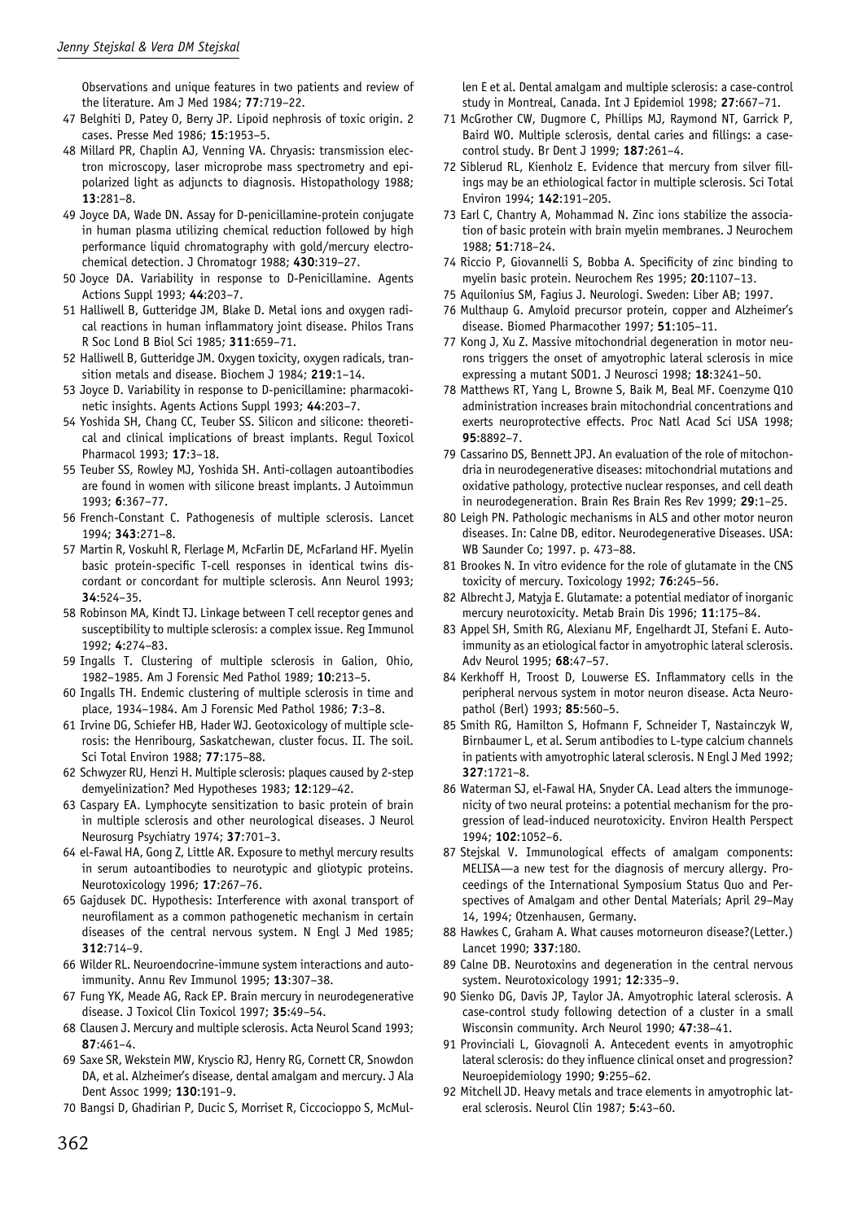Observations and unique features in two patients and review of the literature. Am J Med 1984; **77**:719–22.

47 Belghiti D, Patey O, Berry JP. Lipoid nephrosis of toxic origin. 2 cases. Presse Med 1986; **15**:1953–5.

48 Millard PR, Chaplin AJ, Venning VA. Chryasis: transmission electron microscopy, laser microprobe mass spectrometry and epipolarized light as adjuncts to diagnosis. Histopathology 1988; **13**:281–8.

49 Joyce DA, Wade DN. Assay for D-penicillamine-protein conjugate in human plasma utilizing chemical reduction followed by high performance liquid chromatography with gold/mercury electrochemical detection. J Chromatogr 1988; **430**:319–27.

50 Joyce DA. Variability in response to D-Penicillamine. Agents Actions Suppl 1993; **44**:203–7.

51 Halliwell B, Gutteridge JM, Blake D. Metal ions and oxygen radical reactions in human inflammatory joint disease. Philos Trans R Soc Lond B Biol Sci 1985; **311**:659–71.

52 Halliwell B, Gutteridge JM. Oxygen toxicity, oxygen radicals, transition metals and disease. Biochem J 1984; **219**:1–14.

53 Joyce D. Variability in response to D-penicillamine: pharmacokinetic insights. Agents Actions Suppl 1993; **44**:203–7.

54 Yoshida SH, Chang CC, Teuber SS. Silicon and silicone: theoretical and clinical implications of breast implants. Regul Toxicol Pharmacol 1993; **17**:3–18.

55 Teuber SS, Rowley MJ, Yoshida SH. Anti-collagen autoantibodies are found in women with silicone breast implants. J Autoimmun 1993; **6**:367–77.

56 French-Constant C. Pathogenesis of multiple sclerosis. Lancet 1994; **343**:271–8.

57 Martin R, Voskuhl R, Flerlage M, McFarlin DE, McFarland HF. Myelin basic protein-specific T-cell responses in identical twins discordant or concordant for multiple sclerosis. Ann Neurol 1993; **34**:524–35.

58 Robinson MA, Kindt TJ. Linkage between T cell receptor genes and susceptibility to multiple sclerosis: a complex issue. Reg Immunol 1992; **4**:274–83.

59 Ingalls T. Clustering of multiple sclerosis in Galion, Ohio, 1982–1985. Am J Forensic Med Pathol 1989; **10**:213–5.

60 Ingalls TH. Endemic clustering of multiple sclerosis in time and place, 1934–1984. Am J Forensic Med Pathol 1986; **7**:3–8.

61 Irvine DG, Schiefer HB, Hader WJ. Geotoxicology of multiple sclerosis: the Henribourg, Saskatchewan, cluster focus. II. The soil. Sci Total Environ 1988; **77**:175–88.

62 Schwyzer RU, Henzi H. Multiple sclerosis: plaques caused by 2-step demyelinization? Med Hypotheses 1983; **12**:129–42.

63 Caspary EA. Lymphocyte sensitization to basic protein of brain in multiple sclerosis and other neurological diseases. J Neurol Neurosurg Psychiatry 1974; **37**:701–3.

64 el-Fawal HA, Gong Z, Little AR. Exposure to methyl mercury results in serum autoantibodies to neurotypic and gliotypic proteins. Neurotoxicology 1996; **17**:267–76.

65 Gajdusek DC. Hypothesis: Interference with axonal transport of neurofilament as a common pathogenetic mechanism in certain diseases of the central nervous system. N Engl J Med 1985; **312**:714–9.

66 Wilder RL. Neuroendocrine-immune system interactions and autoimmunity. Annu Rev Immunol 1995; **13**:307–38.

67 Fung YK, Meade AG, Rack EP. Brain mercury in neurodegenerative disease. J Toxicol Clin Toxicol 1997; **35**:49–54.

68 Clausen J. Mercury and multiple sclerosis. Acta Neurol Scand 1993; **87**:461–4.

69 Saxe SR, Wekstein MW, Kryscio RJ, Henry RG, Cornett CR, Snowdon DA, et al. Alzheimer's disease, dental amalgam and mercury. J Ala Dent Assoc 1999; **130**:191–9.

70 Bangsi D, Ghadirian P, Ducic S, Morriset R, Ciccocioppo S, McMullen E et al. Dental amalgam and multiple sclerosis: a case-control study in Montreal, Canada. Int J Epidemiol 1998; **27**:667–71.

71 McGrother CW, Dugmore C, Phillips MJ, Raymond NT, Garrick P, Baird WO. Multiple sclerosis, dental caries and fillings: a case-control study. Br Dent J 1999; **187**:261–4.

72 Siblerud RL, Kienholz E. Evidence that mercury from silver fillings may be an ethiological factor in multiple sclerosis. Sci Total Environ 1994; **142**:191–205.

73 Earl C, Chantry A, Mohammad N. Zinc ions stabilize the association of basic protein with brain myelin membranes. J Neurochem 1988; **51**:718–24.

74 Riccio P, Giovannelli S, Bobba A. Specificity of zinc binding to myelin basic protein. Neurochem Res 1995; **20**:1107–13.

75 Aquilonius SM, Fagius J. Neurologi. Sweden: Liber AB; 1997.

76 Multhaup G. Amyloid precursor protein, copper and Alzheimer's disease. Biomed Pharmacother 1997; **51**:105–11.

77 Kong J, Xu Z. Massive mitochondrial degeneration in motor neurons triggers the onset of amyotrophic lateral sclerosis in mice expressing a mutant SOD1. J Neurosci 1998; **18**:3241–50.

78 Matthews RT, Yang L, Browne S, Baik M, Beal MF. Coenzyme Q10 administration increases brain mitochondrial concentrations and exerts neuroprotective effects. Proc Natl Acad Sci USA 1998; **95**:8892–7.

79 Cassarino DS, Bennett JPJ. An evaluation of the role of mitochondria in neurodegenerative diseases: mitochondrial mutations and oxidative pathology, protective nuclear responses, and cell death in neurodegeneration. Brain Res Brain Res Rev 1999; **29**:1–25.

80 Leigh PN. Pathologic mechanisms in ALS and other motor neuron diseases. In: Calne DB, editor. Neurodegenerative Diseases. USA: WB Saunder Co; 1997. p. 473–88.

81 Brookes N. In vitro evidence for the role of glutamate in the CNS toxicity of mercury. Toxicology 1992; **76**:245–56.

82 Albrecht J, Matyja E. Glutamate: a potential mediator of inorganic mercury neurotoxicity. Metab Brain Dis 1996; **11**:175–84.

83 Appel SH, Smith RG, Alexianu MF, Engelhardt JI, Stefani E. Autoimmunity as an etiological factor in amyotrophic lateral sclerosis. Adv Neurol 1995; **68**:47–57.

84 Kerkhoff H, Troost D, Louwerse ES. Inflammatory cells in the peripheral nervous system in motor neuron disease. Acta Neuropathol (Berl) 1993; **85**:560–5.

85 Smith RG, Hamilton S, Hofmann F, Schneider T, Nastainczyk W, Birnbaumer L, et al. Serum antibodies to L-type calcium channels in patients with amyotrophic lateral sclerosis. N Engl J Med 1992; **327**:1721–8.

86 Waterman SJ, el-Fawal HA, Snyder CA. Lead alters the immunogenicity of two neural proteins: a potential mechanism for the progression of lead-induced neurotoxicity. Environ Health Perspect 1994; **102**:1052–6.

87 Stejskal V. Immunological effects of amalgam components: MELISA—a new test for the diagnosis of mercury allergy. Proceedings of the International Symposium Status Quo and Perspectives of Amalgam and other Dental Materials; April 29–May 14, 1994; Otzenhausen, Germany.

88 Hawkes C, Graham A. What causes motorneuron disease?(Letter.) Lancet 1990; **337**:180.

89 Calne DB. Neurotoxins and degeneration in the central nervous system. Neurotoxicology 1991; **12**:335–9.

90 Sienko DG, Davis JP, Taylor JA. Amyotrophic lateral sclerosis. A case-control study following detection of a cluster in a small Wisconsin community. Arch Neurol 1990; **47**:38–41.

91 Provinciali L, Giovagnoli A. Antecedent events in amyotrophic lateral sclerosis: do they influence clinical onset and progression? Neuroepidemiology 1990; **9**:255–62.

92 Mitchell JD. Heavy metals and trace elements in amyotrophic lateral sclerosis. Neurol Clin 1987; **5**:43–60.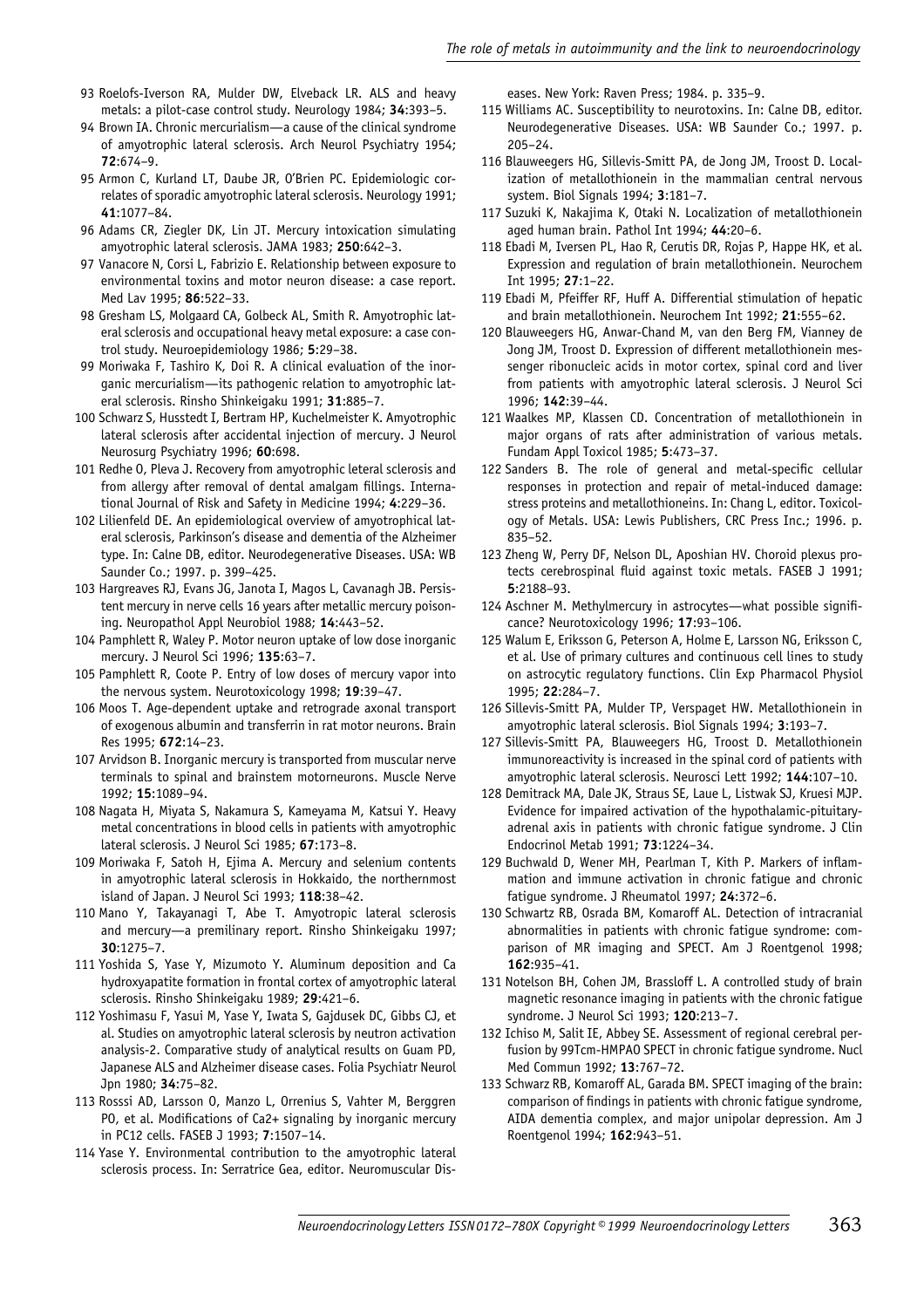93 Roelofs-Iverson RA, Mulder DW, Elveback LR. ALS and heavy metals: a pilot-case control study. Neurology 1984; **34**:393–5.

94 Brown IA. Chronic mercurialism—a cause of the clinical syndrome of amyotrophic lateral sclerosis. Arch Neurol Psychiatry 1954; **72**:674–9.

95 Armon C, Kurland LT, Daube JR, O'Brien PC. Epidemiologic correlates of sporadic amyotrophic lateral sclerosis. Neurology 1991; **41**:1077–84.

96 Adams CR, Ziegler DK, Lin JT. Mercury intoxication simulating amyotrophic lateral sclerosis. JAMA 1983; **250**:642–3.

97 Vanacore N, Corsi L, Fabrizio E. Relationship between exposure to environmental toxins and motor neuron disease: a case report. Med Lav 1995; **86**:522–33.

98 Gresham LS, Molgaard CA, Golbeck AL, Smith R. Amyotrophic lateral sclerosis and occupational heavy metal exposure: a case control study. Neuroepidemiology 1986; **5**:29–38.

99 Moriwaka F, Tashiro K, Doi R. A clinical evaluation of the inorganic mercurialism—its pathogenic relation to amyotrophic lateral sclerosis. Rinsho Shinkeigaku 1991; **31**:885–7.

100 Schwarz S, Husstedt I, Bertram HP, Kuchelmeister K. Amyotrophic lateral sclerosis after accidental injection of mercury. J Neurol Neurosurg Psychiatry 1996; **60**:698.

101 Redhe O, Pleva J. Recovery from amyotrophic leteral sclerosis and from allergy after removal of dental amalgam fillings. International Journal of Risk and Safety in Medicine 1994; **4**:229–36.

102 Lilienfeld DE. An epidemiological overview of amyotrophical lateral sclerosis, Parkinson's disease and dementia of the Alzheimer type. In: Calne DB, editor. Neurodegenerative Diseases. USA: WB Saunder Co.; 1997. p. 399–425.

103 Hargreaves RJ, Evans JG, Janota I, Magos L, Cavanagh JB. Persistent mercury in nerve cells 16 years after metallic mercury poisoning. Neuropathol Appl Neurobiol 1988; **14**:443–52.

104 Pamphlett R, Waley P. Motor neuron uptake of low dose inorganic mercury. J Neurol Sci 1996; **135**:63–7.

105 Pamphlett R, Coote P. Entry of low doses of mercury vapor into the nervous system. Neurotoxicology 1998; **19**:39–47.

106 Moos T. Age-dependent uptake and retrograde axonal transport of exogenous albumin and transferrin in rat motor neurons. Brain Res 1995; **672**:14–23.

107 Arvidson B. Inorganic mercury is transported from muscular nerve terminals to spinal and brainstem motorneurons. Muscle Nerve 1992; **15**:1089–94.

108 Nagata H, Miyata S, Nakamura S, Kameyama M, Katsui Y. Heavy metal concentrations in blood cells in patients with amyotrophic lateral sclerosis. J Neurol Sci 1985; **67**:173–8.

109 Moriwaka F, Satoh H, Ejima A. Mercury and selenium contents in amyotrophic lateral sclerosis in Hokkaido, the northernmost island of Japan. J Neurol Sci 1993; **118**:38–42.

110 Mano Y, Takayanagi T, Abe T. Amyotropic lateral sclerosis and mercury—a premilinary report. Rinsho Shinkeigaku 1997; **30**:1275–7.

111 Yoshida S, Yase Y, Mizumoto Y. Aluminum deposition and Ca hydroxyapatite formation in frontal cortex of amyotrophic lateral sclerosis. Rinsho Shinkeigaku 1989; **29**:421–6.

112 Yoshimasu F, Yasui M, Yase Y, Iwata S, Gajdusek DC, Gibbs CJ, et al. Studies on amyotrophic lateral sclerosis by neutron activation analysis-2. Comparative study of analytical results on Guam PD, Japanese ALS and Alzheimer disease cases. Folia Psychiatr Neurol Jpn 1980; **34**:75–82.

113 Rosssi AD, Larsson O, Manzo L, Orrenius S, Vahter M, Berggren PO, et al. Modifications of Ca2+ signaling by inorganic mercury in PC12 cells. FASEB J 1993; **7**:1507–14.

114 Yase Y. Environmental contribution to the amyotrophic lateral sclerosis process. In: Serratrice Gea, editor. Neuromuscular Diseases. New York: Raven Press; 1984. p. 335–9.

115 Williams AC. Susceptibility to neurotoxins. In: Calne DB, editor. Neurodegenerative Diseases. USA: WB Saunder Co.; 1997. p. 205–24.

116 Blauweegers HG, Sillevis-Smitt PA, de Jong JM, Troost D. Localization of metallothionein in the mammalian central nervous system. Biol Signals 1994; **3**:181–7.

117 Suzuki K, Nakajima K, Otaki N. Localization of metallothionein aged human brain. Pathol Int 1994; **44**:20–6.

118 Ebadi M, Iversen PL, Hao R, Cerutis DR, Rojas P, Happe HK, et al. Expression and regulation of brain metallothionein. Neurochem Int 1995; **27**:1–22.

119 Ebadi M, Pfeiffer RF, Huff A. Differential stimulation of hepatic and brain metallothionein. Neurochem Int 1992; **21**:555–62.

120 Blauweegers HG, Anwar-Chand M, van den Berg FM, Vianney de Jong JM, Troost D. Expression of different metallothionein messenger ribonucleic acids in motor cortex, spinal cord and liver from patients with amyotrophic lateral sclerosis. J Neurol Sci 1996; **142**:39–44.

121 Waalkes MP, Klassen CD. Concentration of metallothionein in major organs of rats after administration of various metals. Fundam Appl Toxicol 1985; **5**:473–37.

122 Sanders B. The role of general and metal-specific cellular responses in protection and repair of metal-induced damage: stress proteins and metallothioneins. In: Chang L, editor. Toxicology of Metals. USA: Lewis Publishers, CRC Press Inc.; 1996. p. 835–52.

123 Zheng W, Perry DF, Nelson DL, Aposhian HV. Choroid plexus protects cerebrospinal fluid against toxic metals. FASEB J 1991; **5**:2188–93.

124 Aschner M. Methylmercury in astrocytes—what possible significance? Neurotoxicology 1996; **17**:93–106.

125 Walum E, Eriksson G, Peterson A, Holme E, Larsson NG, Eriksson C, et al. Use of primary cultures and continuous cell lines to study on astrocytic regulatory functions. Clin Exp Pharmacol Physiol 1995; **22**:284–7.

126 Sillevis-Smitt PA, Mulder TP, Verspaget HW. Metallothionein in amyotrophic lateral sclerosis. Biol Signals 1994; **3**:193–7.

127 Sillevis-Smitt PA, Blauweegers HG, Troost D. Metallothionein immunoreactivity is increased in the spinal cord of patients with amyotrophic lateral sclerosis. Neurosci Lett 1992; **144**:107–10.

128 Demitrack MA, Dale JK, Straus SE, Laue L, Listwak SJ, Kruesi MJP. Evidence for impaired activation of the hypothalamic-pituitary-adrenal axis in patients with chronic fatigue syndrome. J Clin Endocrinol Metab 1991; **73**:1224–34.

129 Buchwald D, Wener MH, Pearlman T, Kith P. Markers of inflammation and immune activation in chronic fatigue and chronic fatigue syndrome. J Rheumatol 1997; **24**:372–6.

130 Schwartz RB, Osrada BM, Komaroff AL. Detection of intracranial abnormalities in patients with chronic fatigue syndrome: comparison of MR imaging and SPECT. Am J Roentgenol 1998; **162**:935–41.

131 Notelson BH, Cohen JM, Brassloff L. A controlled study of brain magnetic resonance imaging in patients with the chronic fatigue syndrome. J Neurol Sci 1993; **120**:213–7.

132 Ichiso M, Salit IE, Abbey SE. Assessment of regional cerebral perfusion by 99Tcm-HMPAO SPECT in chronic fatigue syndrome. Nucl Med Commun 1992; **13**:767–72.

133 Schwarz RB, Komaroff AL, Garada BM. SPECT imaging of the brain: comparison of findings in patients with chronic fatigue syndrome, AIDA dementia complex, and major unipolar depression. Am J Roentgenol 1994; **162**:943–51.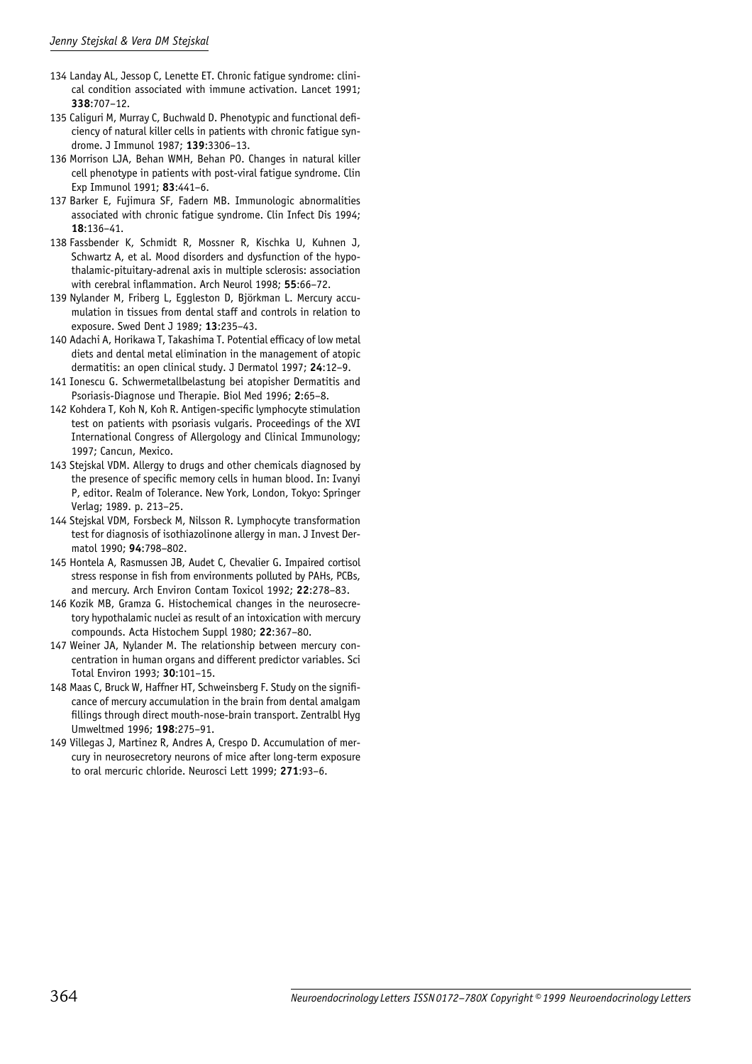134 Landay AL, Jessop C, Lenette ET. Chronic fatigue syndrome: clinical condition associated with immune activation. Lancet 1991; **338**:707–12.

135 Caligiuri M, Murray C, Buchwald D. Phenotypic and functional deficiency of natural killer cells in patients with chronic fatigue syndrome. J Immunol 1987; **139**:3306–13.

136 Morrison LJA, Behan WMH, Behan PO. Changes in natural killer cell phenotype in patients with post-viral fatigue syndrome. Clin Exp Immunol 1991; **83**:441–6.

137 Barker E, Fujimura SF, Fadern MB. Immunologic abnormalities associated with chronic fatigue syndrome. Clin Infect Dis 1994; **18**:136–41.

138 Fassbender K, Schmidt R, Mossner R, Kischka U, Kuhnen J, Schwartz A, et al. Mood disorders and dysfunction of the hypothalamic-pituitary-adrenal axis in multiple sclerosis: association with cerebral inflammation. Arch Neurol 1998; **55**:66–72.

139 Nylander M, Friberg L, Eggleston D, Björkman L. Mercury accumulation in tissues from dental staff and controls in relation to exposure. Swed Dent J 1989; **13**:235–43.

140 Adachi A, Horikawa T, Takashima T. Potential efficacy of low metal diets and dental metal elimination in the management of atopic dermatitis: an open clinical study. J Dermatol 1997; **24**:12–9.

141 Ionescu G. Schwermetallbelastung bei atopisher Dermatitis and Psoriasis-Diagnose und Therapie. Biol Med 1996; **2**:65–8.

142 Kohdera T, Koh N, Koh R. Antigen-specific lymphocyte stimulation test on patients with psoriasis vulgaris. Proceedings of the XVI International Congress of Allergology and Clinical Immunology; 1997; Cancun, Mexico.

143 Stejskal VDM. Allergy to drugs and other chemicals diagnosed by the presence of specific memory cells in human blood. In: Ivanyi P, editor. Realm of Tolerance. New York, London, Tokyo: Springer Verlag; 1989. p. 213–25.

144 Stejskal VDM, Forsbeck M, Nilsson R. Lymphocyte transformation test for diagnosis of isothiazolinone allergy in man. J Invest Dermatol 1990; **94**:798–802.

145 Hontela A, Rasmussen JB, Audet C, Chevalier G. Impaired cortisol stress response in fish from environments polluted by PAHs, PCBs, and mercury. Arch Environ Contam Toxicol 1992; **22**:278–83.

146 Kozik MB, Gramza G. Histochemical changes in the neurosecretory hypothalamic nuclei as result of an intoxication with mercury compounds. Acta Histochem Suppl 1980; **22**:367–80.

147 Weiner JA, Nylander M. The relationship between mercury concentration in human organs and different predictor variables. Sci Total Environ 1993; **30**:101–15.

148 Maas C, Bruck W, Haffner HT, Schweinsberg F. Study on the significance of mercury accumulation in the brain from dental amalgam fillings through direct mouth-nose-brain transport. Zentralbl Hyg Umweltmed 1996; **198**:275–91.

149 Villegas J, Martinez R, Andres A, Crespo D. Accumulation of mercury in neurosecretory neurons of mice after long-term exposure to oral mercuric chloride. Neurosci Lett 1999; **271**:93–6.